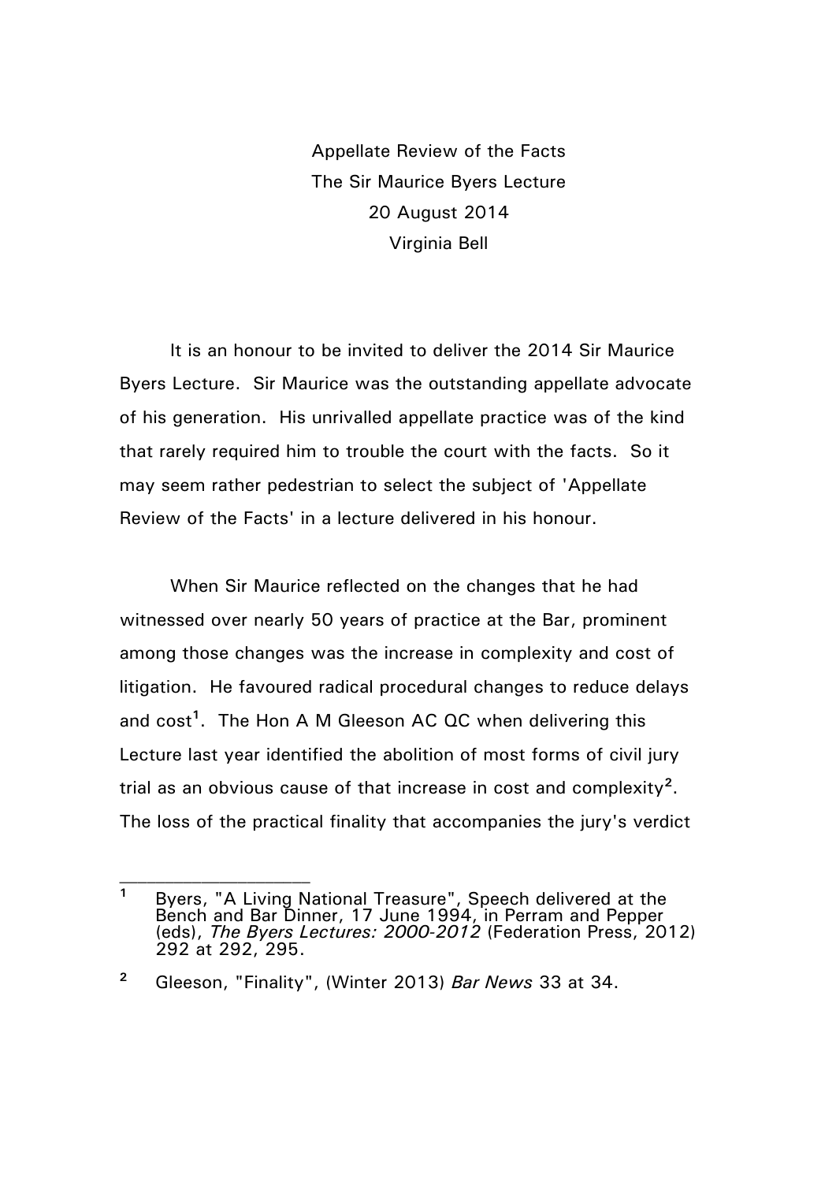Appellate Review of the Facts

The Sir Maurice Byers Lecture

20 August 2014

Virginia Bell

It is an honour to be invited to deliver the 2014 Sir Maurice Byers Lecture. Sir Maurice was the outstanding appellate advocate of his generation. His unrivalled appellate practice was of the kind that rarely required him to trouble the court with the facts. So it may seem rather pedestrian to select the subject of 'Appellate Review of the Facts' in a lecture delivered in his honour.

When Sir Maurice reflected on the changes that he had witnessed over nearly 50 years of practice at the Bar, prominent among those changes was the increase in complexity and cost of litigation. He favoured radical procedural changes to reduce delays and cost[1]. The Hon A M Gleeson AC QC when delivering this Lecture last year identified the abolition of most forms of civil jury trial as an obvious cause of that increase in cost and complexity[2]. The loss of the practical finality that accompanies the jury's verdict

---

[1] Byers, "A Living National Treasure", Speech delivered at the Bench and Bar Dinner, 17 June 1994, in Perram and Pepper (eds), *The Byers Lectures: 2000-2012* (Federation Press, 2012) 292 at 292, 295.

[2] Gleeson, "Finality", (Winter 2013) *Bar News* 33 at 34.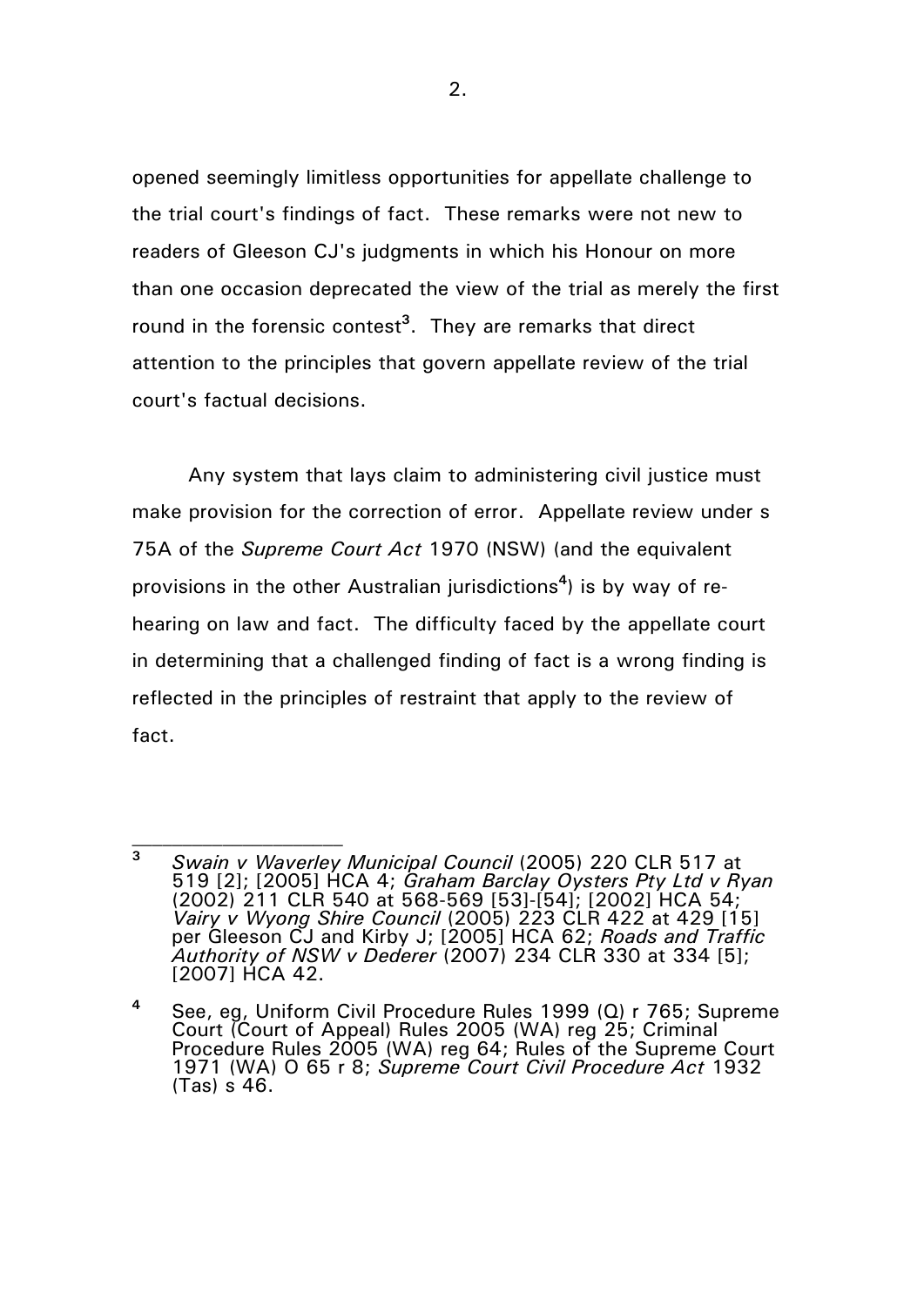opened seemingly limitless opportunities for appellate challenge to the trial court's findings of fact. These remarks were not new to readers of Gleeson CJ's judgments in which his Honour on more than one occasion deprecated the view of the trial as merely the first round in the forensic contest[3]. They are remarks that direct attention to the principles that govern appellate review of the trial court's factual decisions.

Any system that lays claim to administering civil justice must make provision for the correction of error. Appellate review under s 75A of the *Supreme Court Act* 1970 (NSW) (and the equivalent provisions in the other Australian jurisdictions[4]) is by way of re-hearing on law and fact. The difficulty faced by the appellate court in determining that a challenged finding of fact is a wrong finding is reflected in the principles of restraint that apply to the review of fact.

---

[3] *Swain v Waverley Municipal Council* (2005) 220 CLR 517 at 519 [2]; [2005] HCA 4; *Graham Barclay Oysters Pty Ltd v Ryan* (2002) 211 CLR 540 at 568-569 [53]-[54]; [2002] HCA 54; *Vairy v Wyong Shire Council* (2005) 223 CLR 422 at 429 [15] per Gleeson CJ and Kirby J; [2005] HCA 62; *Roads and Traffic Authority of NSW v Dederer* (2007) 234 CLR 330 at 334 [5]; [2007] HCA 42.

[4] See, eg, Uniform Civil Procedure Rules 1999 (Q) r 765; Supreme Court (Court of Appeal) Rules 2005 (WA) reg 25; Criminal Procedure Rules 2005 (WA) reg 64; Rules of the Supreme Court 1971 (WA) O 65 r 8; *Supreme Court Civil Procedure Act* 1932 (Tas) s 46.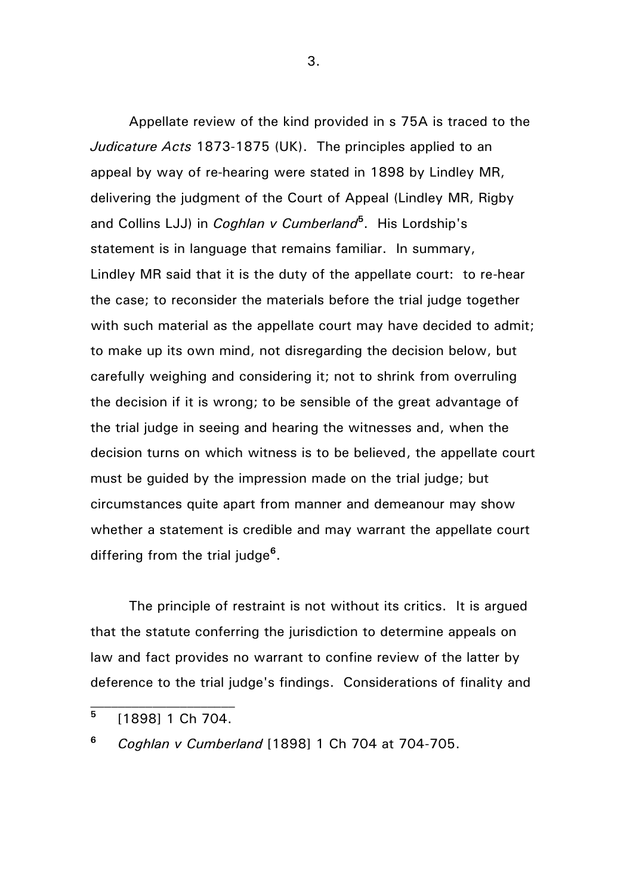Appellate review of the kind provided in s 75A is traced to the *Judicature Acts* 1873-1875 (UK). The principles applied to an appeal by way of re-hearing were stated in 1898 by Lindley MR, delivering the judgment of the Court of Appeal (Lindley MR, Rigby and Collins LJJ) in *Coghlan v Cumberland*[5]. His Lordship's statement is in language that remains familiar. In summary, Lindley MR said that it is the duty of the appellate court: to re-hear the case; to reconsider the materials before the trial judge together with such material as the appellate court may have decided to admit; to make up its own mind, not disregarding the decision below, but carefully weighing and considering it; not to shrink from overruling the decision if it is wrong; to be sensible of the great advantage of the trial judge in seeing and hearing the witnesses and, when the decision turns on which witness is to be believed, the appellate court must be guided by the impression made on the trial judge; but circumstances quite apart from manner and demeanour may show whether a statement is credible and may warrant the appellate court differing from the trial judge[6].

The principle of restraint is not without its critics. It is argued that the statute conferring the jurisdiction to determine appeals on law and fact provides no warrant to confine review of the latter by deference to the trial judge's findings. Considerations of finality and

---

[5] [1898] 1 Ch 704.

[6] *Coghlan v Cumberland* [1898] 1 Ch 704 at 704-705.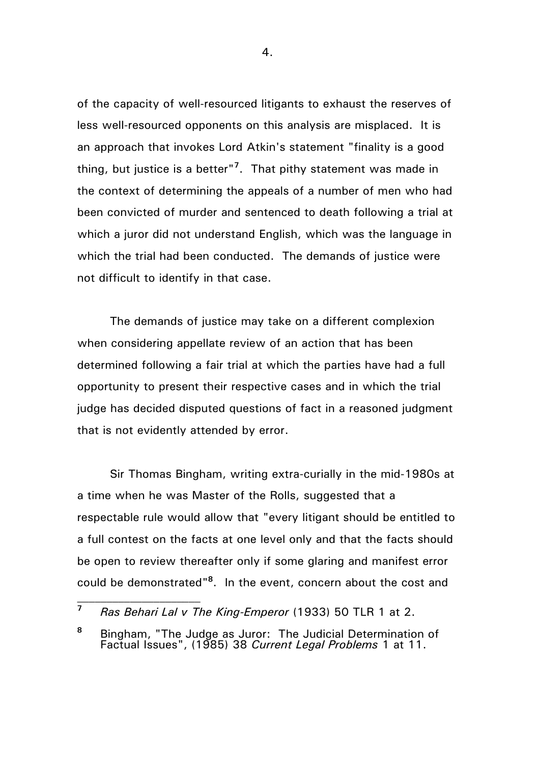of the capacity of well-resourced litigants to exhaust the reserves of less well-resourced opponents on this analysis are misplaced. It is an approach that invokes Lord Atkin's statement "finality is a good thing, but justice is a better"[7]. That pithy statement was made in the context of determining the appeals of a number of men who had been convicted of murder and sentenced to death following a trial at which a juror did not understand English, which was the language in which the trial had been conducted. The demands of justice were not difficult to identify in that case.

The demands of justice may take on a different complexion when considering appellate review of an action that has been determined following a fair trial at which the parties have had a full opportunity to present their respective cases and in which the trial judge has decided disputed questions of fact in a reasoned judgment that is not evidently attended by error.

Sir Thomas Bingham, writing extra-curially in the mid-1980s at a time when he was Master of the Rolls, suggested that a respectable rule would allow that "every litigant should be entitled to a full contest on the facts at one level only and that the facts should be open to review thereafter only if some glaring and manifest error could be demonstrated"[8]. In the event, concern about the cost and

---

[7] *Ras Behari Lal v The King-Emperor* (1933) 50 TLR 1 at 2.

[8] Bingham, "The Judge as Juror: The Judicial Determination of Factual Issues", (1985) 38 *Current Legal Problems* 1 at 11.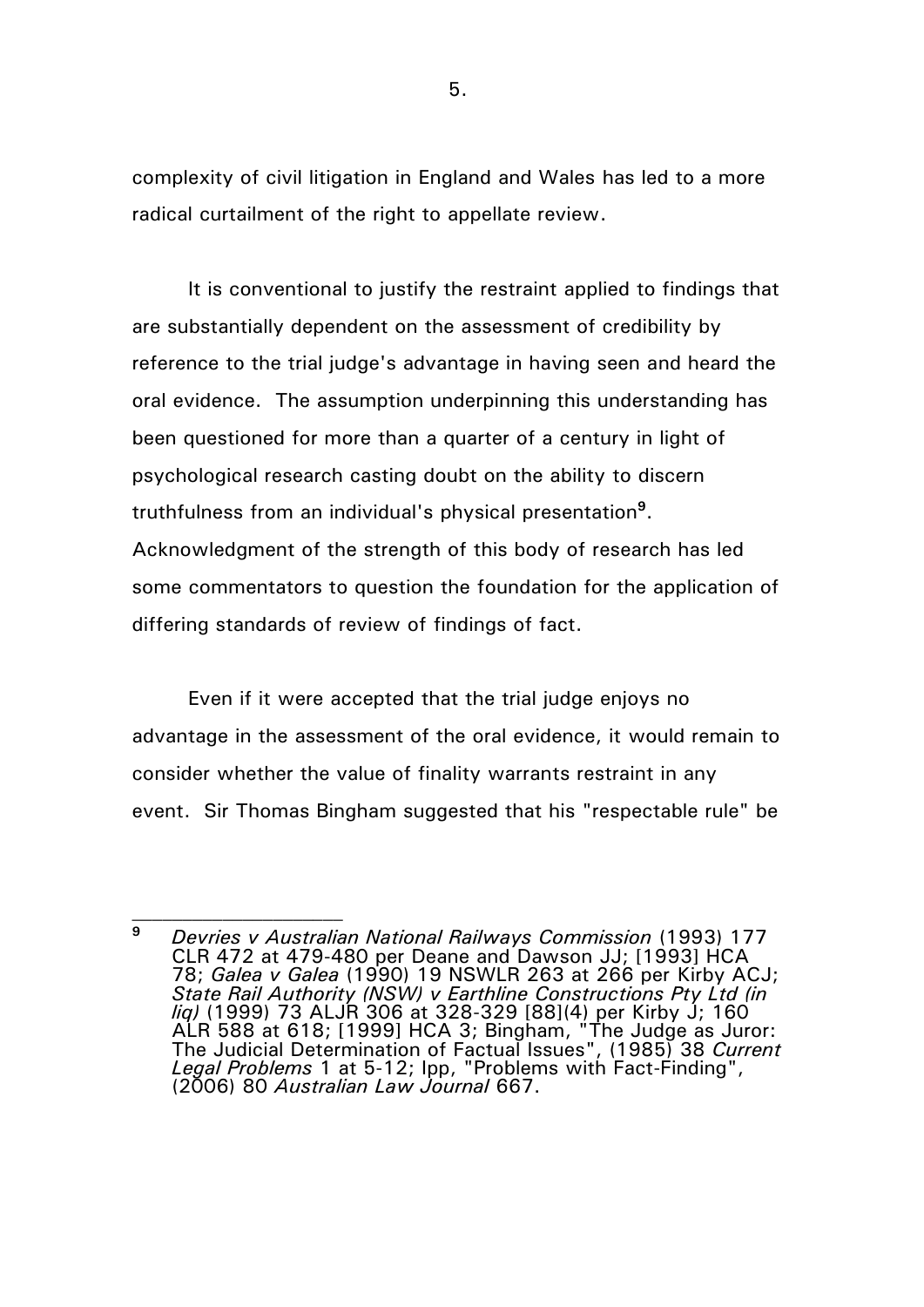complexity of civil litigation in England and Wales has led to a more radical curtailment of the right to appellate review.

It is conventional to justify the restraint applied to findings that are substantially dependent on the assessment of credibility by reference to the trial judge's advantage in having seen and heard the oral evidence. The assumption underpinning this understanding has been questioned for more than a quarter of a century in light of psychological research casting doubt on the ability to discern truthfulness from an individual's physical presentation[9]. Acknowledgment of the strength of this body of research has led some commentators to question the foundation for the application of differing standards of review of findings of fact.

Even if it were accepted that the trial judge enjoys no advantage in the assessment of the oral evidence, it would remain to consider whether the value of finality warrants restraint in any event. Sir Thomas Bingham suggested that his "respectable rule" be

---

[9] *Devries v Australian National Railways Commission* (1993) 177 CLR 472 at 479-480 per Deane and Dawson JJ; [1993] HCA 78; *Galea v Galea* (1990) 19 NSWLR 263 at 266 per Kirby ACJ; *State Rail Authority (NSW) v Earthline Constructions Pty Ltd (in liq)* (1999) 73 ALJR 306 at 328-329 [88](4) per Kirby J; 160 ALR 588 at 618; [1999] HCA 3; Bingham, "The Judge as Juror: The Judicial Determination of Factual Issues", (1985) 38 *Current Legal Problems* 1 at 5-12; Ipp, "Problems with Fact-Finding", (2006) 80 *Australian Law Journal* 667.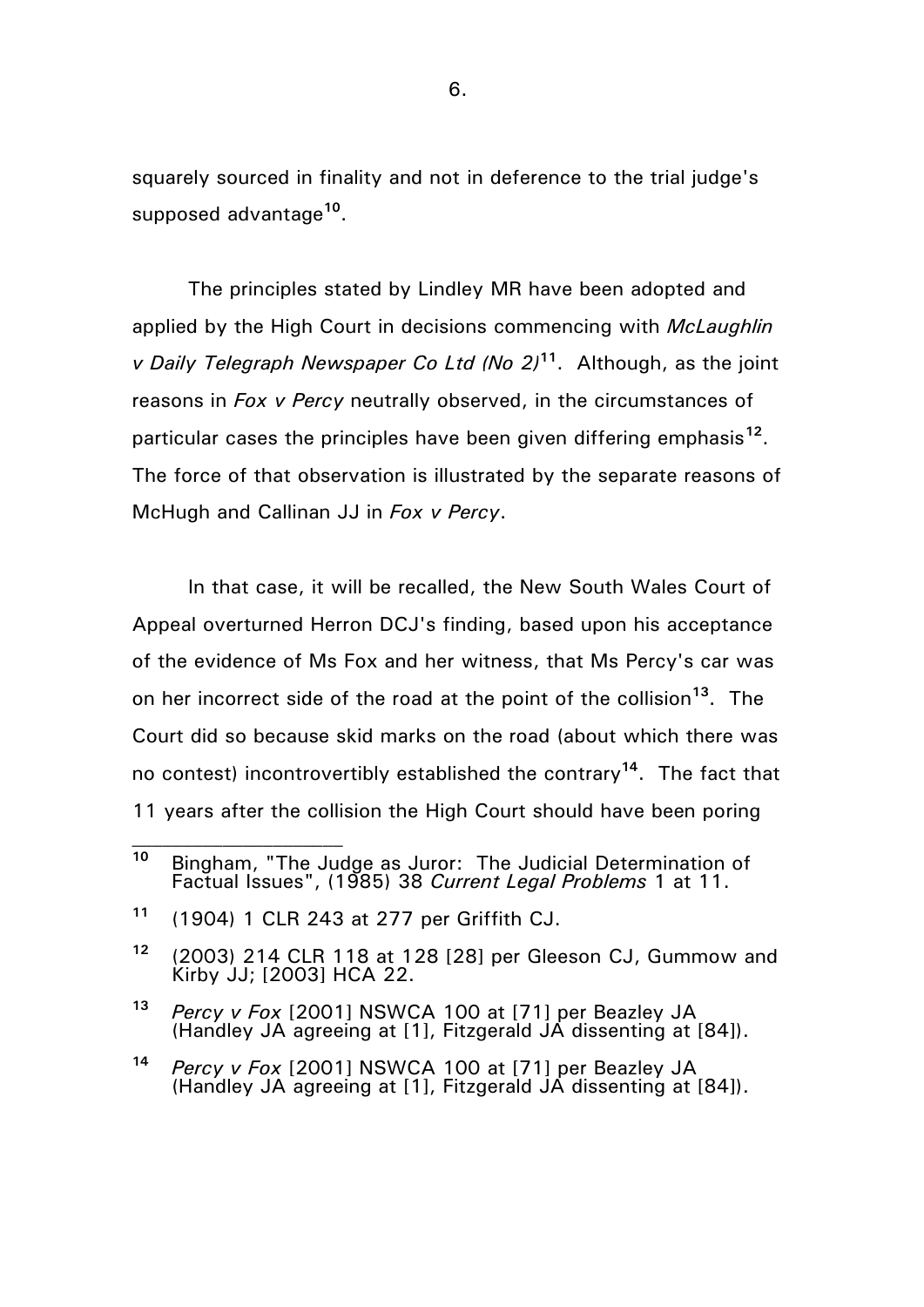squarely sourced in finality and not in deference to the trial judge's supposed advantage[10].

The principles stated by Lindley MR have been adopted and applied by the High Court in decisions commencing with *McLaughlin v Daily Telegraph Newspaper Co Ltd (No 2)*[11]. Although, as the joint reasons in *Fox v Percy* neutrally observed, in the circumstances of particular cases the principles have been given differing emphasis[12]. The force of that observation is illustrated by the separate reasons of McHugh and Callinan JJ in *Fox v Percy*.

In that case, it will be recalled, the New South Wales Court of Appeal overturned Herron DCJ's finding, based upon his acceptance of the evidence of Ms Fox and her witness, that Ms Percy's car was on her incorrect side of the road at the point of the collision[13]. The Court did so because skid marks on the road (about which there was no contest) incontrovertibly established the contrary[14]. The fact that 11 years after the collision the High Court should have been poring

---

[10] Bingham, "The Judge as Juror: The Judicial Determination of Factual Issues", (1985) 38 *Current Legal Problems* 1 at 11.

[11] (1904) 1 CLR 243 at 277 per Griffith CJ.

[12] (2003) 214 CLR 118 at 128 [28] per Gleeson CJ, Gummow and Kirby JJ; [2003] HCA 22.

[13] *Percy v Fox* [2001] NSWCA 100 at [71] per Beazley JA (Handley JA agreeing at [1], Fitzgerald JA dissenting at [84]).

[14] *Percy v Fox* [2001] NSWCA 100 at [71] per Beazley JA (Handley JA agreeing at [1], Fitzgerald JA dissenting at [84]).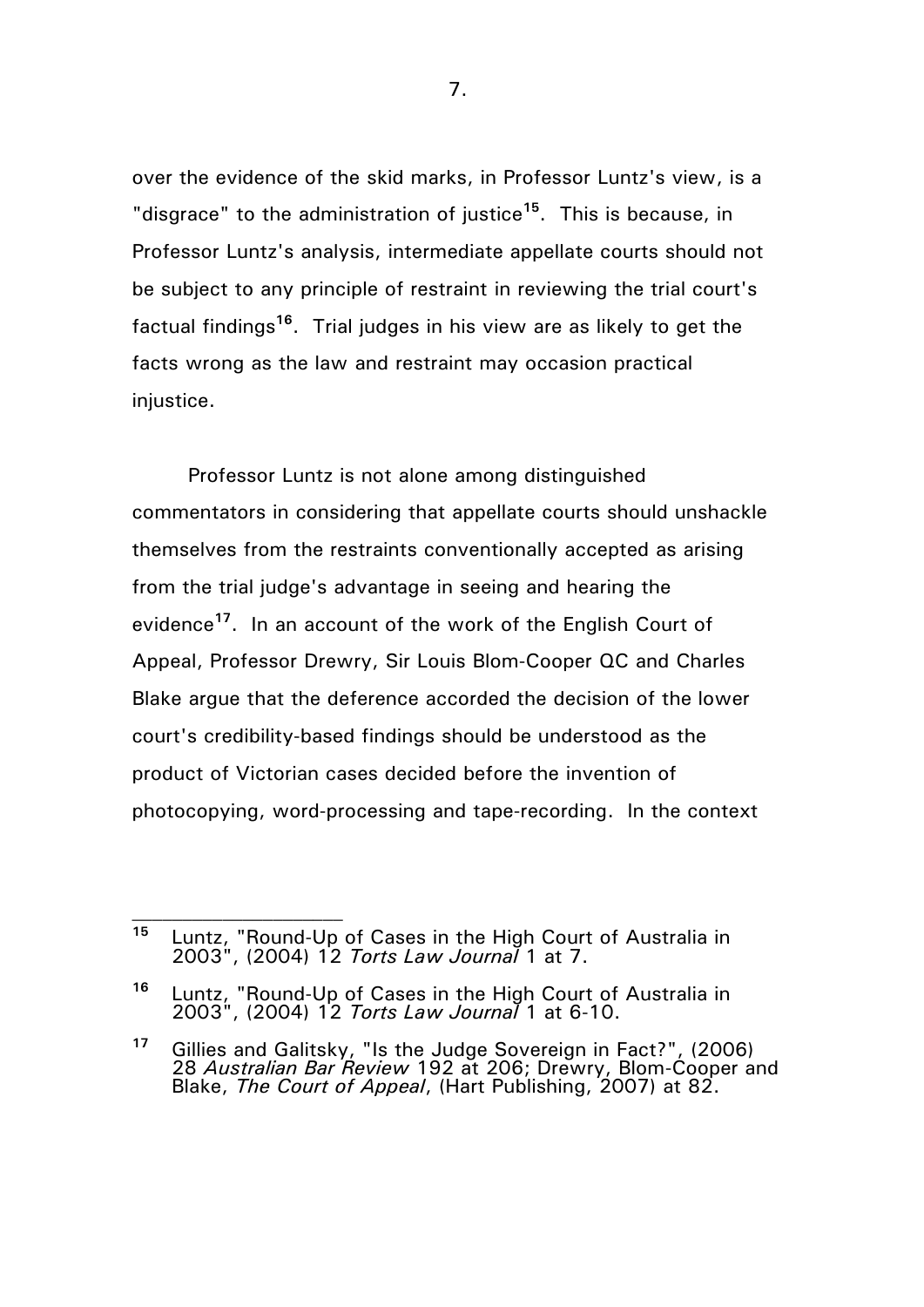over the evidence of the skid marks, in Professor Luntz's view, is a "disgrace" to the administration of justice[15]. This is because, in Professor Luntz's analysis, intermediate appellate courts should not be subject to any principle of restraint in reviewing the trial court's factual findings[16]. Trial judges in his view are as likely to get the facts wrong as the law and restraint may occasion practical injustice.

Professor Luntz is not alone among distinguished commentators in considering that appellate courts should unshackle themselves from the restraints conventionally accepted as arising from the trial judge's advantage in seeing and hearing the evidence[17]. In an account of the work of the English Court of Appeal, Professor Drewry, Sir Louis Blom-Cooper QC and Charles Blake argue that the deference accorded the decision of the lower court's credibility-based findings should be understood as the product of Victorian cases decided before the invention of photocopying, word-processing and tape-recording. In the context

---

[15] Luntz, "Round-Up of Cases in the High Court of Australia in 2003", (2004) 12 *Torts Law Journal* 1 at 7.

[16] Luntz, "Round-Up of Cases in the High Court of Australia in 2003", (2004) 12 *Torts Law Journal* 1 at 6-10.

[17] Gillies and Galitsky, "Is the Judge Sovereign in Fact?", (2006) 28 *Australian Bar Review* 192 at 206; Drewry, Blom-Cooper and Blake, *The Court of Appeal*, (Hart Publishing, 2007) at 82.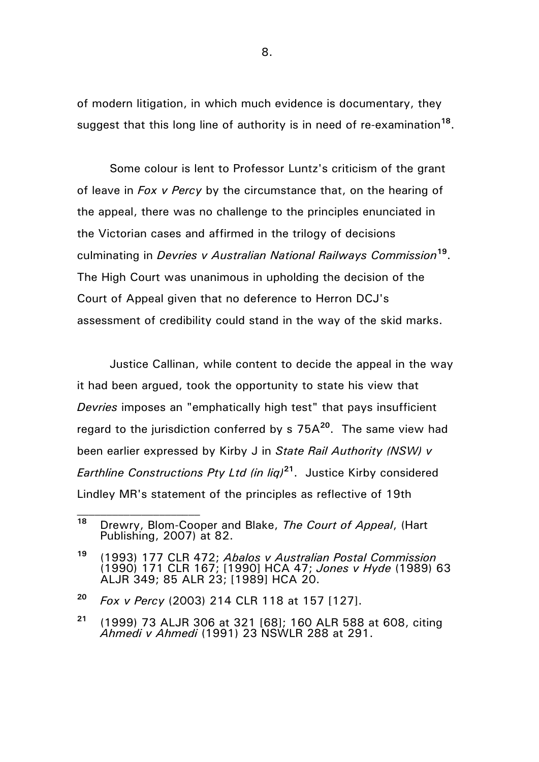of modern litigation, in which much evidence is documentary, they suggest that this long line of authority is in need of re-examination[18].

Some colour is lent to Professor Luntz's criticism of the grant of leave in *Fox v Percy* by the circumstance that, on the hearing of the appeal, there was no challenge to the principles enunciated in the Victorian cases and affirmed in the trilogy of decisions culminating in *Devries v Australian National Railways Commission*[19]. The High Court was unanimous in upholding the decision of the Court of Appeal given that no deference to Herron DCJ's assessment of credibility could stand in the way of the skid marks.

Justice Callinan, while content to decide the appeal in the way it had been argued, took the opportunity to state his view that *Devries* imposes an "emphatically high test" that pays insufficient regard to the jurisdiction conferred by s 75A[20]. The same view had been earlier expressed by Kirby J in *State Rail Authority (NSW) v Earthline Constructions Pty Ltd (in liq)*[21]. Justice Kirby considered Lindley MR's statement of the principles as reflective of 19th

---

[18] Drewry, Blom-Cooper and Blake, *The Court of Appeal*, (Hart Publishing, 2007) at 82.

[19] (1993) 177 CLR 472; *Abalos v Australian Postal Commission* (1990) 171 CLR 167; [1990] HCA 47; *Jones v Hyde* (1989) 63 ALJR 349; 85 ALR 23; [1989] HCA 20.

[20] *Fox v Percy* (2003) 214 CLR 118 at 157 [127].

[21] (1999) 73 ALJR 306 at 321 [68]; 160 ALR 588 at 608, citing *Ahmedi v Ahmedi* (1991) 23 NSWLR 288 at 291.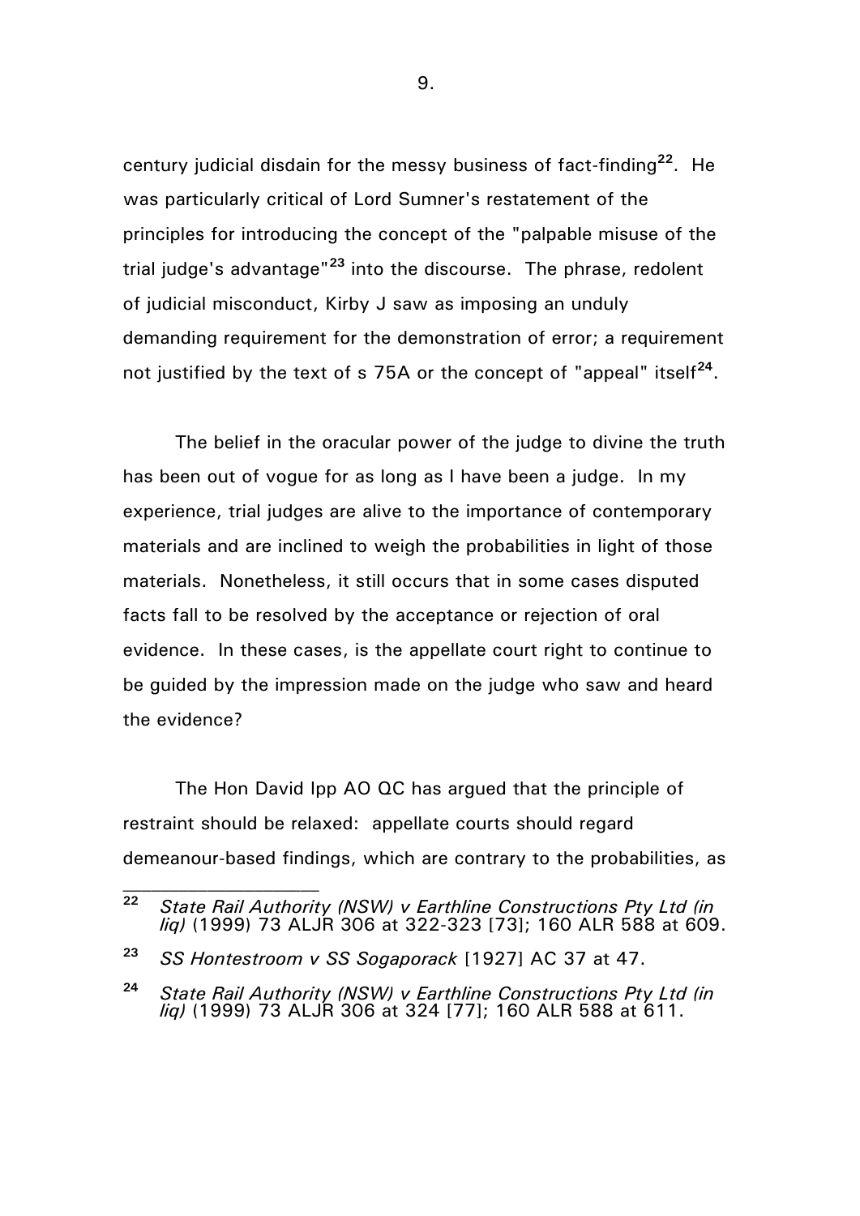century judicial disdain for the messy business of fact-finding[22]. He was particularly critical of Lord Sumner's restatement of the principles for introducing the concept of the "palpable misuse of the trial judge's advantage"[23] into the discourse. The phrase, redolent of judicial misconduct, Kirby J saw as imposing an unduly demanding requirement for the demonstration of error; a requirement not justified by the text of s 75A or the concept of "appeal" itself[24].

The belief in the oracular power of the judge to divine the truth has been out of vogue for as long as I have been a judge. In my experience, trial judges are alive to the importance of contemporary materials and are inclined to weigh the probabilities in light of those materials. Nonetheless, it still occurs that in some cases disputed facts fall to be resolved by the acceptance or rejection of oral evidence. In these cases, is the appellate court right to continue to be guided by the impression made on the judge who saw and heard the evidence?

The Hon David Ipp AO QC has argued that the principle of restraint should be relaxed: appellate courts should regard demeanour-based findings, which are contrary to the probabilities, as

---

[22] *State Rail Authority (NSW) v Earthline Constructions Pty Ltd (in liq)* (1999) 73 ALJR 306 at 322-323 [73]; 160 ALR 588 at 609.

[23] *SS Hontestroom v SS Sogaporack* [1927] AC 37 at 47.

[24] *State Rail Authority (NSW) v Earthline Constructions Pty Ltd (in liq)* (1999) 73 ALJR 306 at 324 [77]; 160 ALR 588 at 611.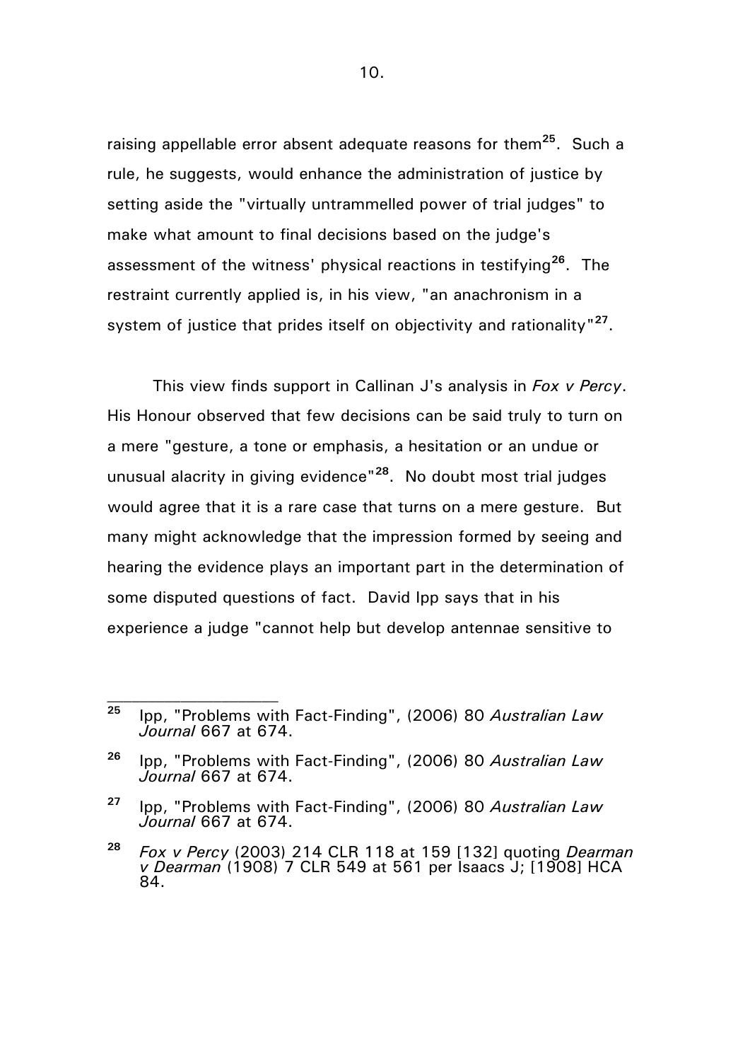raising appellable error absent adequate reasons for them[25]. Such a rule, he suggests, would enhance the administration of justice by setting aside the "virtually untrammelled power of trial judges" to make what amount to final decisions based on the judge's assessment of the witness' physical reactions in testifying[26]. The restraint currently applied is, in his view, "an anachronism in a system of justice that prides itself on objectivity and rationality"[27].

This view finds support in Callinan J's analysis in *Fox v Percy*. His Honour observed that few decisions can be said truly to turn on a mere "gesture, a tone or emphasis, a hesitation or an undue or unusual alacrity in giving evidence"[28]. No doubt most trial judges would agree that it is a rare case that turns on a mere gesture. But many might acknowledge that the impression formed by seeing and hearing the evidence plays an important part in the determination of some disputed questions of fact. David Ipp says that in his experience a judge "cannot help but develop antennae sensitive to

---

[25] Ipp, "Problems with Fact-Finding", (2006) 80 *Australian Law Journal* 667 at 674.

[26] Ipp, "Problems with Fact-Finding", (2006) 80 *Australian Law Journal* 667 at 674.

[27] Ipp, "Problems with Fact-Finding", (2006) 80 *Australian Law Journal* 667 at 674.

[28] *Fox v Percy* (2003) 214 CLR 118 at 159 [132] quoting *Dearman v Dearman* (1908) 7 CLR 549 at 561 per Isaacs J; [1908] HCA 84.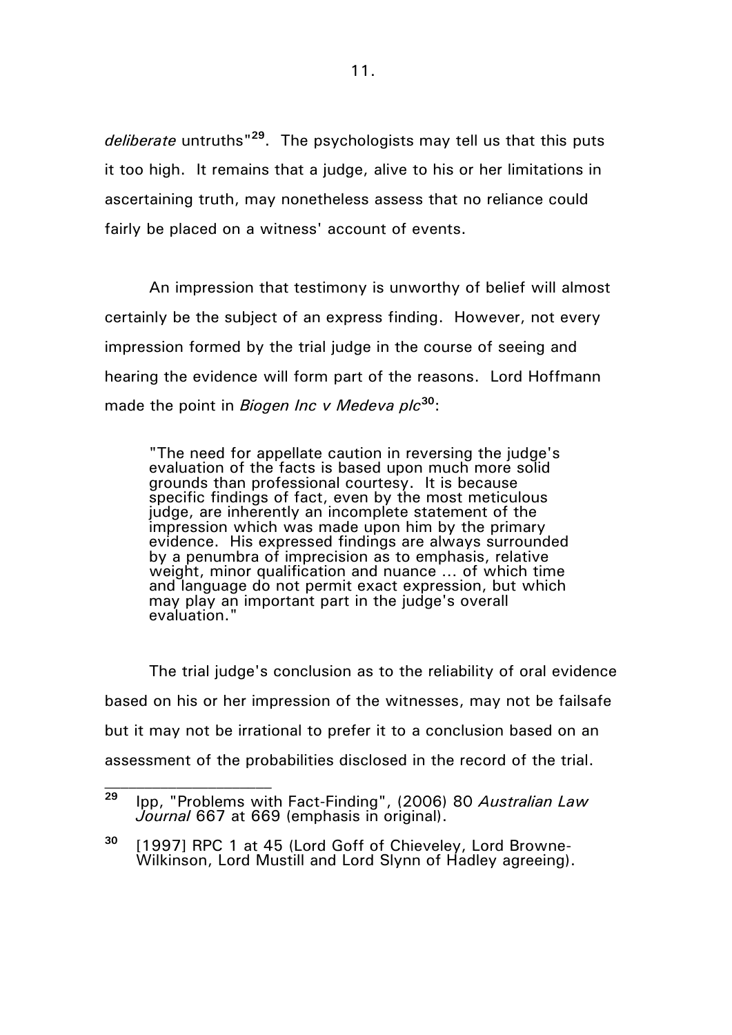*deliberate* untruths"[29]. The psychologists may tell us that this puts it too high. It remains that a judge, alive to his or her limitations in ascertaining truth, may nonetheless assess that no reliance could fairly be placed on a witness' account of events.

An impression that testimony is unworthy of belief will almost certainly be the subject of an express finding. However, not every impression formed by the trial judge in the course of seeing and hearing the evidence will form part of the reasons. Lord Hoffmann made the point in *Biogen Inc v Medeva plc*[30]:

> "The need for appellate caution in reversing the judge's evaluation of the facts is based upon much more solid grounds than professional courtesy. It is because specific findings of fact, even by the most meticulous judge, are inherently an incomplete statement of the impression which was made upon him by the primary evidence. His expressed findings are always surrounded by a penumbra of imprecision as to emphasis, relative weight, minor qualification and nuance ... of which time and language do not permit exact expression, but which may play an important part in the judge's overall evaluation."

The trial judge's conclusion as to the reliability of oral evidence based on his or her impression of the witnesses, may not be failsafe but it may not be irrational to prefer it to a conclusion based on an assessment of the probabilities disclosed in the record of the trial.

---

[29] Ipp, "Problems with Fact-Finding", (2006) 80 *Australian Law Journal* 667 at 669 (emphasis in original).

[30] [1997] RPC 1 at 45 (Lord Goff of Chieveley, Lord Browne-Wilkinson, Lord Mustill and Lord Slynn of Hadley agreeing).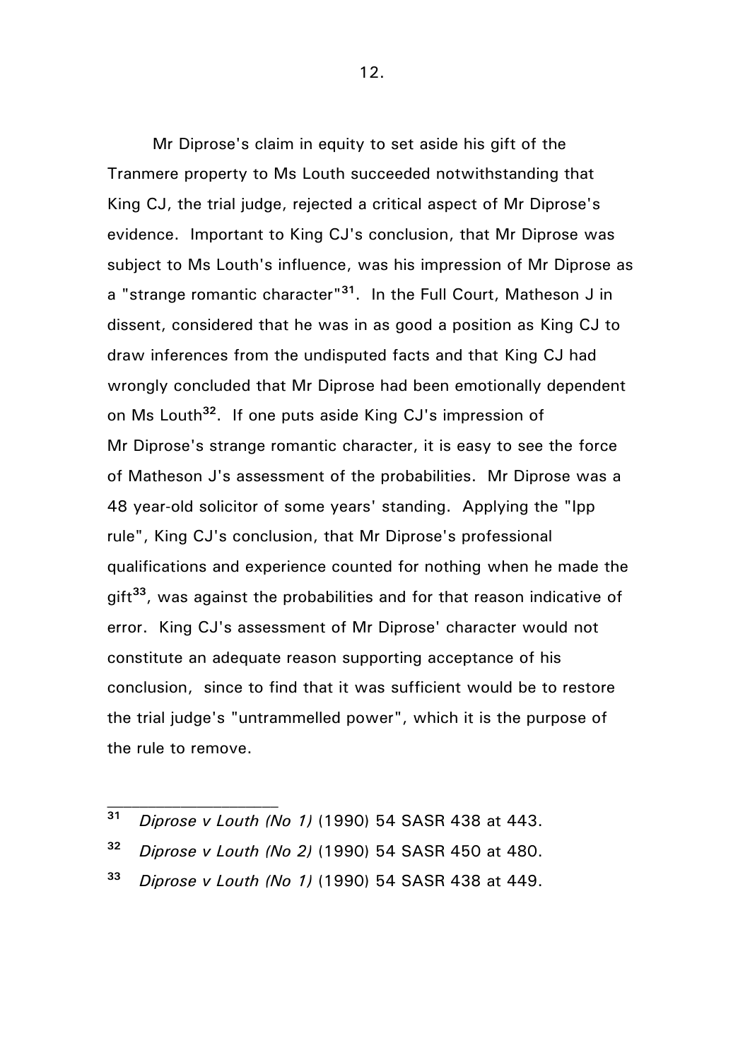Mr Diprose's claim in equity to set aside his gift of the Tranmere property to Ms Louth succeeded notwithstanding that King CJ, the trial judge, rejected a critical aspect of Mr Diprose's evidence. Important to King CJ's conclusion, that Mr Diprose was subject to Ms Louth's influence, was his impression of Mr Diprose as a "strange romantic character"[31]. In the Full Court, Matheson J in dissent, considered that he was in as good a position as King CJ to draw inferences from the undisputed facts and that King CJ had wrongly concluded that Mr Diprose had been emotionally dependent on Ms Louth[32]. If one puts aside King CJ's impression of Mr Diprose's strange romantic character, it is easy to see the force of Matheson J's assessment of the probabilities. Mr Diprose was a 48 year-old solicitor of some years' standing. Applying the "Ipp rule", King CJ's conclusion, that Mr Diprose's professional qualifications and experience counted for nothing when he made the gift[33], was against the probabilities and for that reason indicative of error. King CJ's assessment of Mr Diprose' character would not constitute an adequate reason supporting acceptance of his conclusion, since to find that it was sufficient would be to restore the trial judge's "untrammelled power", which it is the purpose of the rule to remove.

---

[31] *Diprose v Louth (No 1)* (1990) 54 SASR 438 at 443.

[32] *Diprose v Louth (No 2)* (1990) 54 SASR 450 at 480.

[33] *Diprose v Louth (No 1)* (1990) 54 SASR 438 at 449.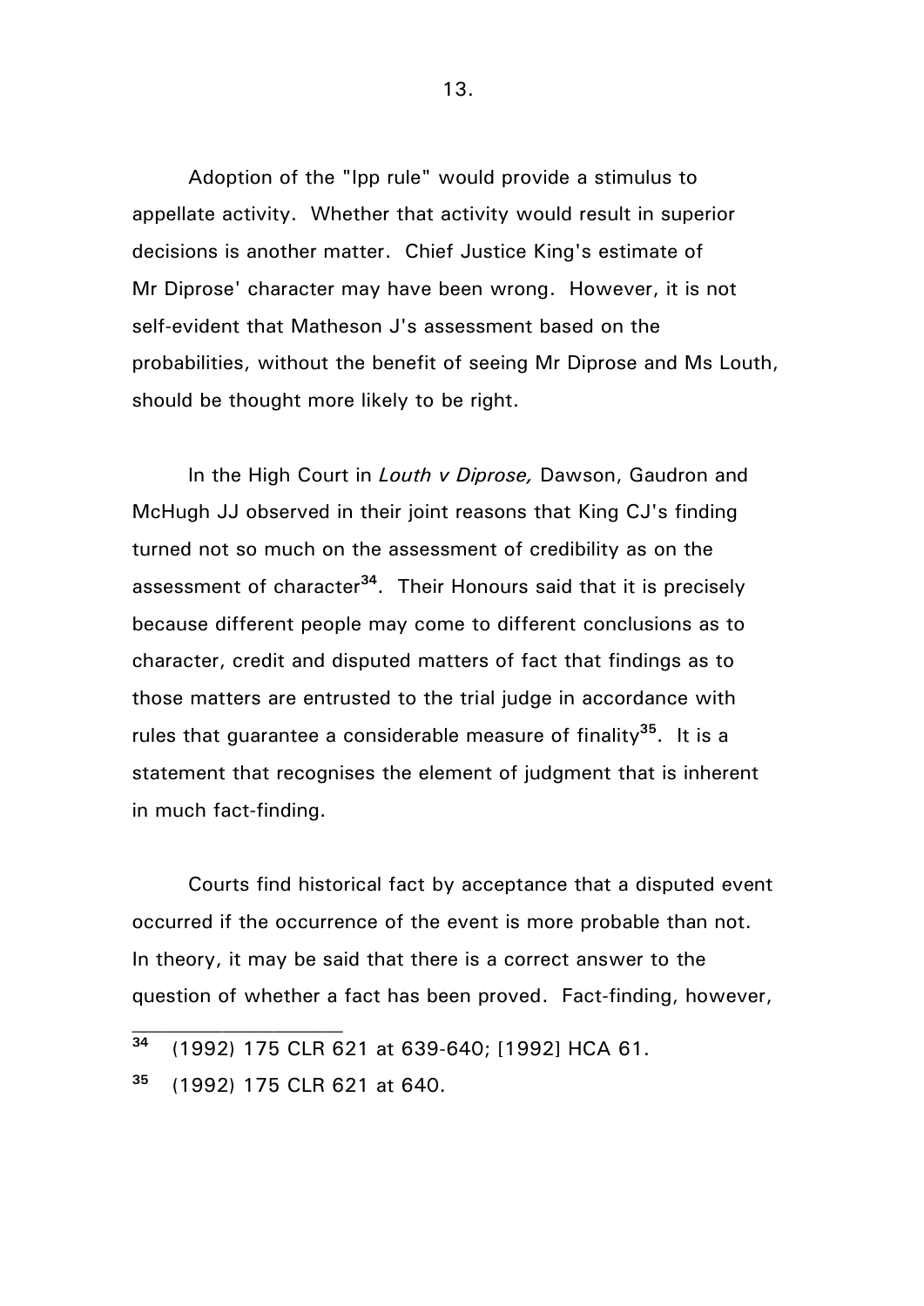Adoption of the "Ipp rule" would provide a stimulus to appellate activity. Whether that activity would result in superior decisions is another matter. Chief Justice King's estimate of Mr Diprose' character may have been wrong. However, it is not self-evident that Matheson J's assessment based on the probabilities, without the benefit of seeing Mr Diprose and Ms Louth, should be thought more likely to be right.

In the High Court in *Louth v Diprose,* Dawson, Gaudron and McHugh JJ observed in their joint reasons that King CJ's finding turned not so much on the assessment of credibility as on the assessment of character[34]. Their Honours said that it is precisely because different people may come to different conclusions as to character, credit and disputed matters of fact that findings as to those matters are entrusted to the trial judge in accordance with rules that guarantee a considerable measure of finality[35]. It is a statement that recognises the element of judgment that is inherent in much fact-finding.

Courts find historical fact by acceptance that a disputed event occurred if the occurrence of the event is more probable than not. In theory, it may be said that there is a correct answer to the question of whether a fact has been proved. Fact-finding, however,

---

[34] (1992) 175 CLR 621 at 639-640; [1992] HCA 61.

[35] (1992) 175 CLR 621 at 640.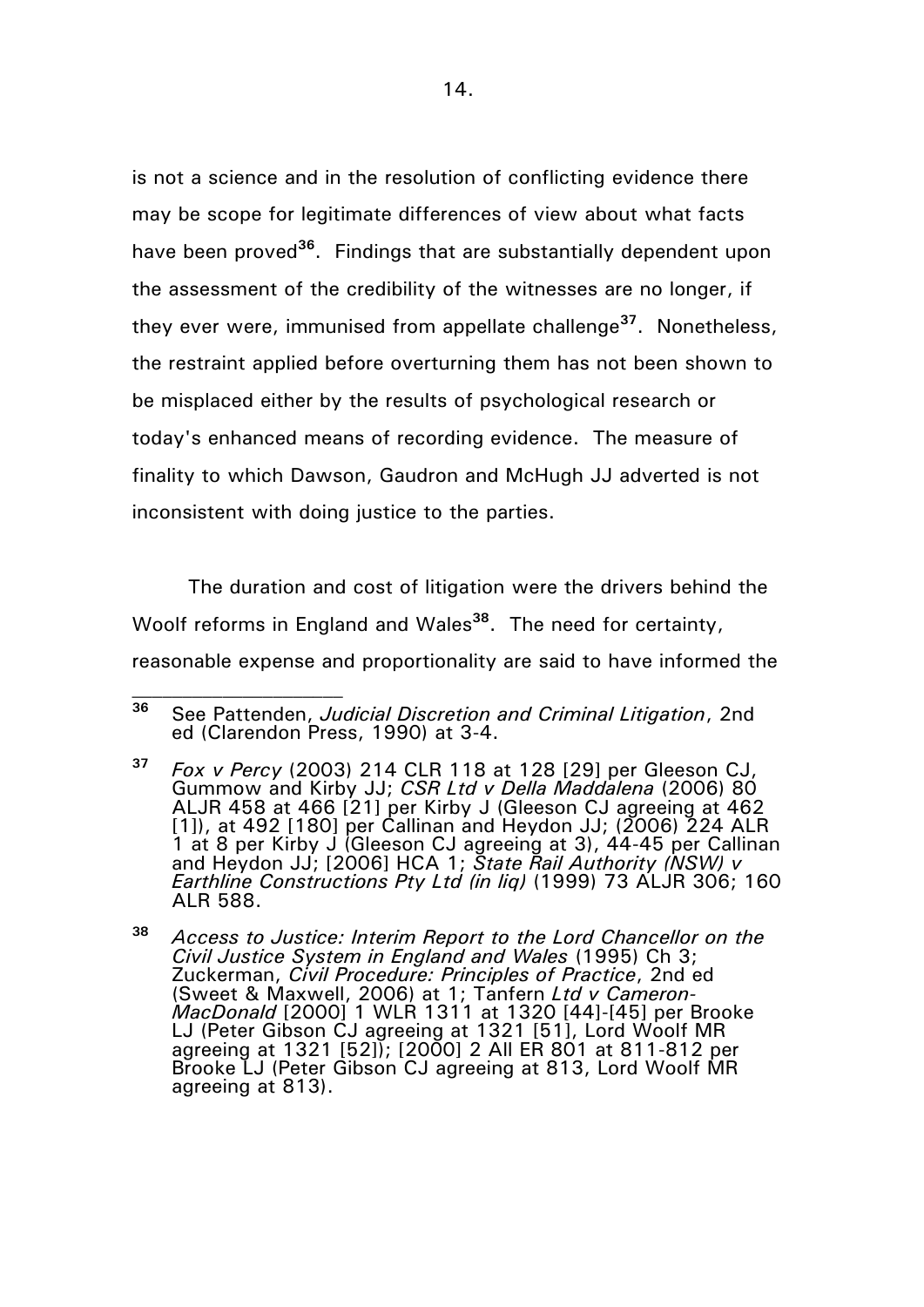is not a science and in the resolution of conflicting evidence there may be scope for legitimate differences of view about what facts have been proved[36]. Findings that are substantially dependent upon the assessment of the credibility of the witnesses are no longer, if they ever were, immunised from appellate challenge[37]. Nonetheless, the restraint applied before overturning them has not been shown to be misplaced either by the results of psychological research or today's enhanced means of recording evidence. The measure of finality to which Dawson, Gaudron and McHugh JJ adverted is not inconsistent with doing justice to the parties.

The duration and cost of litigation were the drivers behind the Woolf reforms in England and Wales[38]. The need for certainty, reasonable expense and proportionality are said to have informed the

---

[36] See Pattenden, *Judicial Discretion and Criminal Litigation*, 2nd ed (Clarendon Press, 1990) at 3-4.

[37] *Fox v Percy* (2003) 214 CLR 118 at 128 [29] per Gleeson CJ, Gummow and Kirby JJ; *CSR Ltd v Della Maddalena* (2006) 80 ALJR 458 at 466 [21] per Kirby J (Gleeson CJ agreeing at 462 [1]), at 492 [180] per Callinan and Heydon JJ; (2006) 224 ALR 1 at 8 per Kirby J (Gleeson CJ agreeing at 3), 44-45 per Callinan and Heydon JJ; [2006] HCA 1; *State Rail Authority (NSW) v Earthline Constructions Pty Ltd (in liq)* (1999) 73 ALJR 306; 160 ALR 588.

[38] *Access to Justice: Interim Report to the Lord Chancellor on the Civil Justice System in England and Wales* (1995) Ch 3; Zuckerman, *Civil Procedure: Principles of Practice*, 2nd ed (Sweet & Maxwell, 2006) at 1; Tanfern *Ltd v Cameron-MacDonald* [2000] 1 WLR 1311 at 1320 [44]-[45] per Brooke LJ (Peter Gibson CJ agreeing at 1321 [51], Lord Woolf MR agreeing at 1321 [52]); [2000] 2 All ER 801 at 811-812 per Brooke LJ (Peter Gibson CJ agreeing at 813, Lord Woolf MR agreeing at 813).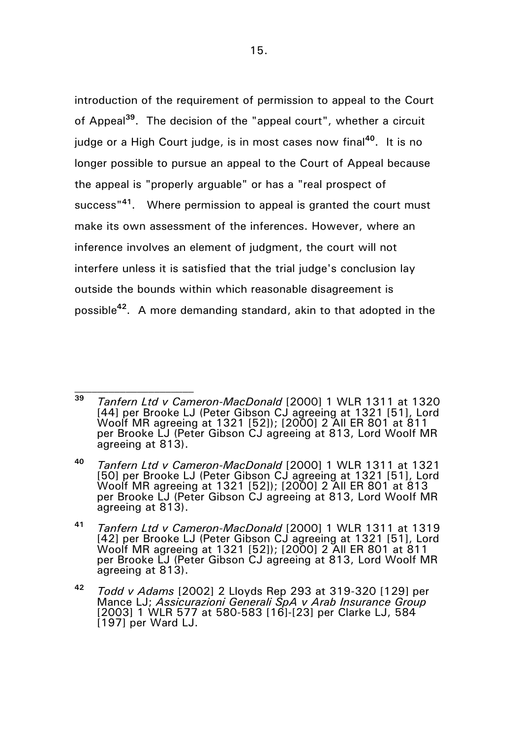introduction of the requirement of permission to appeal to the Court of Appeal[39]. The decision of the "appeal court", whether a circuit judge or a High Court judge, is in most cases now final[40]. It is no longer possible to pursue an appeal to the Court of Appeal because the appeal is "properly arguable" or has a "real prospect of success"[41]. Where permission to appeal is granted the court must make its own assessment of the inferences. However, where an inference involves an element of judgment, the court will not interfere unless it is satisfied that the trial judge's conclusion lay outside the bounds within which reasonable disagreement is possible[42]. A more demanding standard, akin to that adopted in the

---

[39] *Tanfern Ltd v Cameron-MacDonald* [2000] 1 WLR 1311 at 1320 [44] per Brooke LJ (Peter Gibson CJ agreeing at 1321 [51], Lord Woolf MR agreeing at 1321 [52]); [2000] 2 All ER 801 at 811 per Brooke LJ (Peter Gibson CJ agreeing at 813, Lord Woolf MR agreeing at 813).

[40] *Tanfern Ltd v Cameron-MacDonald* [2000] 1 WLR 1311 at 1321 [50] per Brooke LJ (Peter Gibson CJ agreeing at 1321 [51], Lord Woolf MR agreeing at 1321 [52]); [2000] 2 All ER 801 at 813 per Brooke LJ (Peter Gibson CJ agreeing at 813, Lord Woolf MR agreeing at 813).

[41] *Tanfern Ltd v Cameron-MacDonald* [2000] 1 WLR 1311 at 1319 [42] per Brooke LJ (Peter Gibson CJ agreeing at 1321 [51], Lord Woolf MR agreeing at 1321 [52]); [2000] 2 All ER 801 at 811 per Brooke LJ (Peter Gibson CJ agreeing at 813, Lord Woolf MR agreeing at 813).

[42] *Todd v Adams* [2002] 2 Lloyds Rep 293 at 319-320 [129] per Mance LJ; *Assicurazioni Generali SpA v Arab Insurance Group* [2003] 1 WLR 577 at 580-583 [16]-[23] per Clarke LJ, 584 [197] per Ward LJ.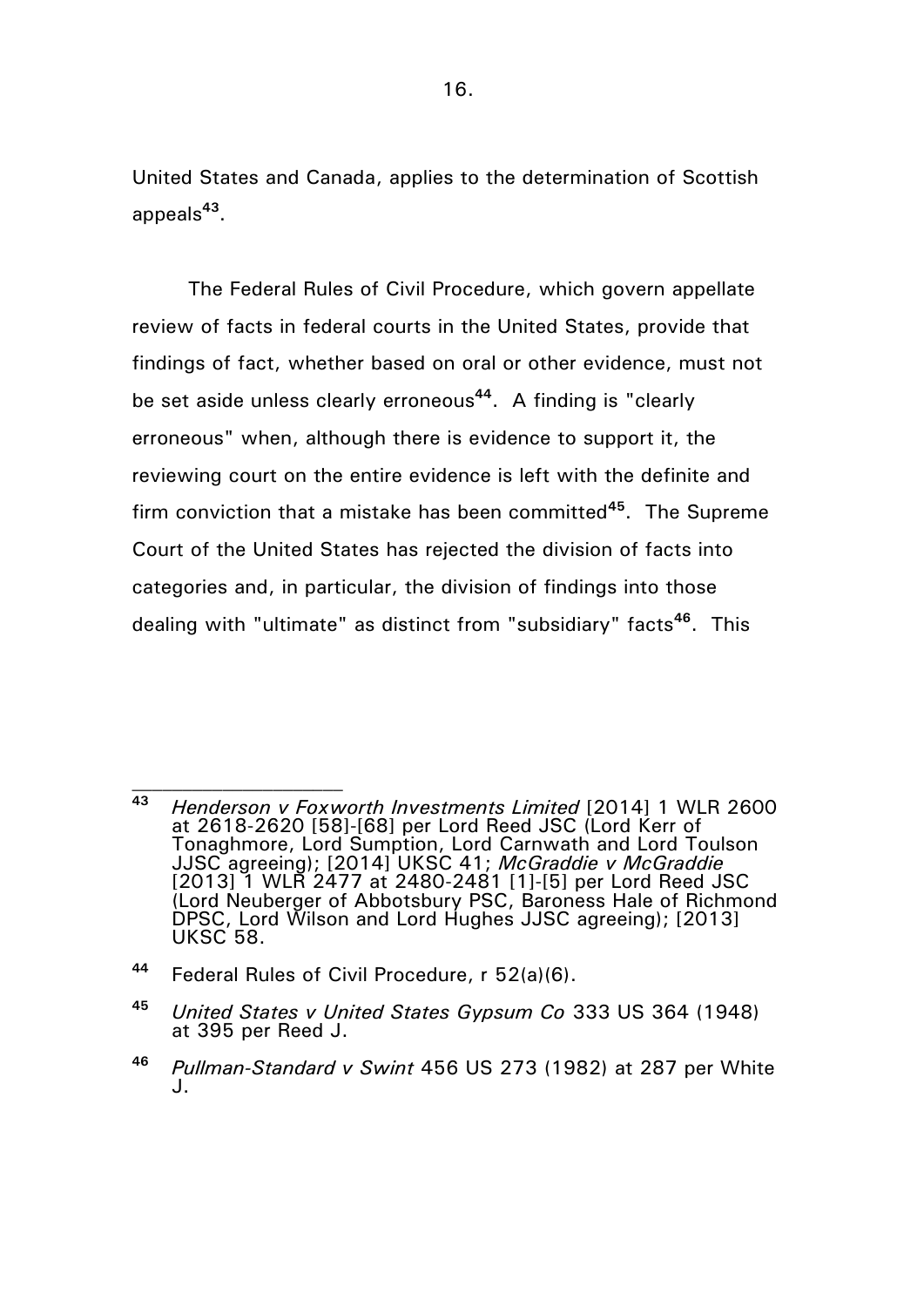United States and Canada, applies to the determination of Scottish appeals[43].

The Federal Rules of Civil Procedure, which govern appellate review of facts in federal courts in the United States, provide that findings of fact, whether based on oral or other evidence, must not be set aside unless clearly erroneous[44]. A finding is "clearly erroneous" when, although there is evidence to support it, the reviewing court on the entire evidence is left with the definite and firm conviction that a mistake has been committed[45]. The Supreme Court of the United States has rejected the division of facts into categories and, in particular, the division of findings into those dealing with "ultimate" as distinct from "subsidiary" facts[46]. This

---

[43] *Henderson v Foxworth Investments Limited* [2014] 1 WLR 2600 at 2618-2620 [58]-[68] per Lord Reed JSC (Lord Kerr of Tonaghmore, Lord Sumption, Lord Carnwath and Lord Toulson JJSC agreeing); [2014] UKSC 41; *McGraddie v McGraddie* [2013] 1 WLR 2477 at 2480-2481 [1]-[5] per Lord Reed JSC (Lord Neuberger of Abbotsbury PSC, Baroness Hale of Richmond DPSC, Lord Wilson and Lord Hughes JJSC agreeing); [2013] UKSC 58.

[44] Federal Rules of Civil Procedure, r 52(a)(6).

[45] *United States v United States Gypsum Co* 333 US 364 (1948) at 395 per Reed J.

[46] *Pullman-Standard v Swint* 456 US 273 (1982) at 287 per White J.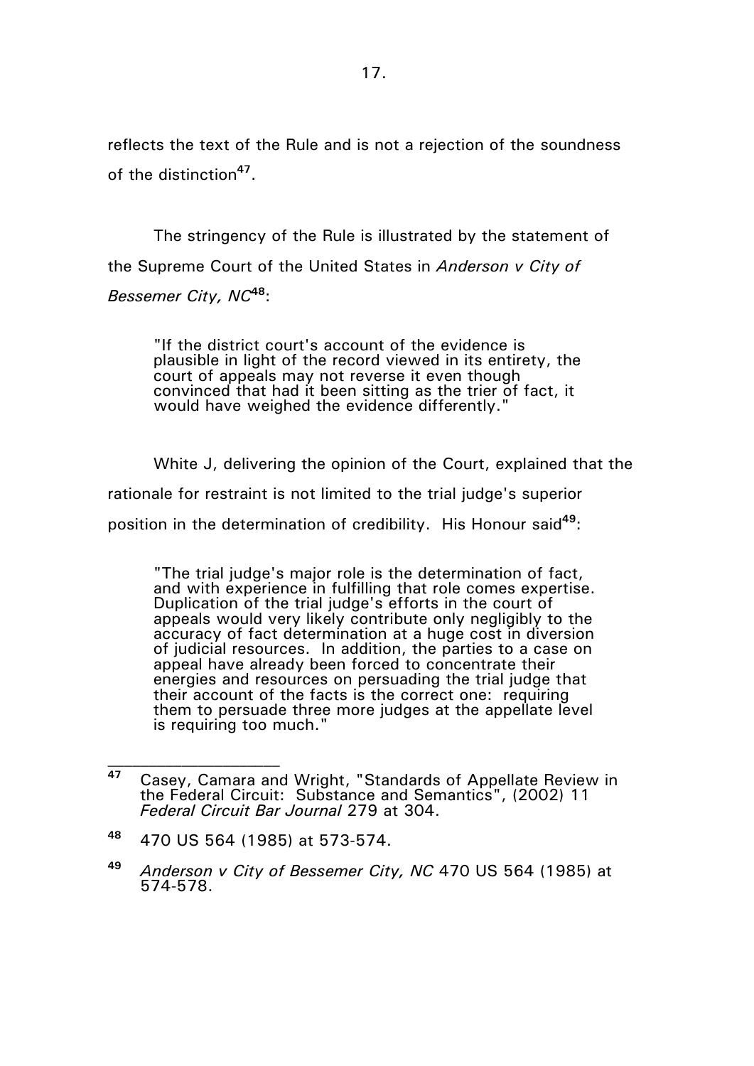reflects the text of the Rule and is not a rejection of the soundness of the distinction[47].

The stringency of the Rule is illustrated by the statement of the Supreme Court of the United States in *Anderson v City of Bessemer City, NC*[48]:

> "If the district court's account of the evidence is plausible in light of the record viewed in its entirety, the court of appeals may not reverse it even though convinced that had it been sitting as the trier of fact, it would have weighed the evidence differently."

White J, delivering the opinion of the Court, explained that the rationale for restraint is not limited to the trial judge's superior position in the determination of credibility. His Honour said[49]:

> "The trial judge's major role is the determination of fact, and with experience in fulfilling that role comes expertise. Duplication of the trial judge's efforts in the court of appeals would very likely contribute only negligibly to the accuracy of fact determination at a huge cost in diversion of judicial resources. In addition, the parties to a case on appeal have already been forced to concentrate their energies and resources on persuading the trial judge that their account of the facts is the correct one: requiring them to persuade three more judges at the appellate level is requiring too much."

---

[47] Casey, Camara and Wright, "Standards of Appellate Review in the Federal Circuit: Substance and Semantics", (2002) 11 *Federal Circuit Bar Journal* 279 at 304.

[48] 470 US 564 (1985) at 573-574.

[49] *Anderson v City of Bessemer City, NC* 470 US 564 (1985) at 574-578.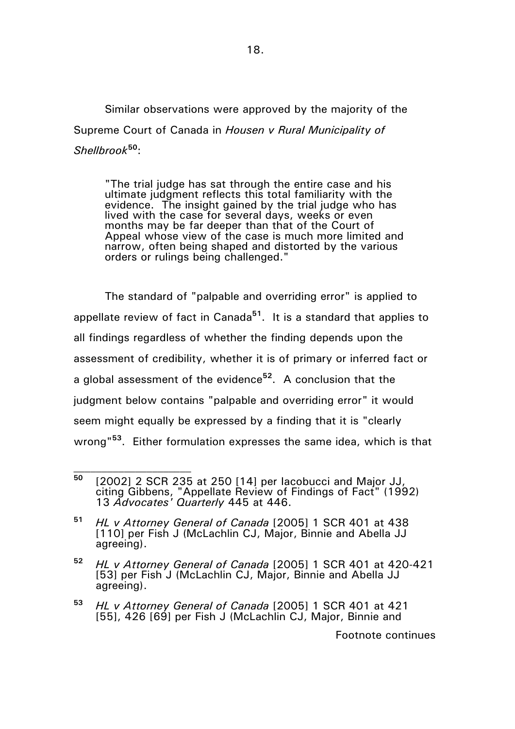Similar observations were approved by the majority of the Supreme Court of Canada in *Housen v Rural Municipality of Shellbrook*[50]:

> "The trial judge has sat through the entire case and his ultimate judgment reflects this total familiarity with the evidence. The insight gained by the trial judge who has lived with the case for several days, weeks or even months may be far deeper than that of the Court of Appeal whose view of the case is much more limited and narrow, often being shaped and distorted by the various orders or rulings being challenged."

The standard of "palpable and overriding error" is applied to appellate review of fact in Canada[51]. It is a standard that applies to all findings regardless of whether the finding depends upon the assessment of credibility, whether it is of primary or inferred fact or a global assessment of the evidence[52]. A conclusion that the judgment below contains "palpable and overriding error" it would seem might equally be expressed by a finding that it is "clearly wrong"[53]. Either formulation expresses the same idea, which is that

---

[50] [2002] 2 SCR 235 at 250 [14] per Iacobucci and Major JJ, citing Gibbens, "Appellate Review of Findings of Fact" (1992) 13 *Advocates' Quarterly* 445 at 446.

[51] *HL v Attorney General of Canada* [2005] 1 SCR 401 at 438 [110] per Fish J (McLachlin CJ, Major, Binnie and Abella JJ agreeing).

[52] *HL v Attorney General of Canada* [2005] 1 SCR 401 at 420-421 [53] per Fish J (McLachlin CJ, Major, Binnie and Abella JJ agreeing).

[53] *HL v Attorney General of Canada* [2005] 1 SCR 401 at 421 [55], 426 [69] per Fish J (McLachlin CJ, Major, Binnie and

Footnote continues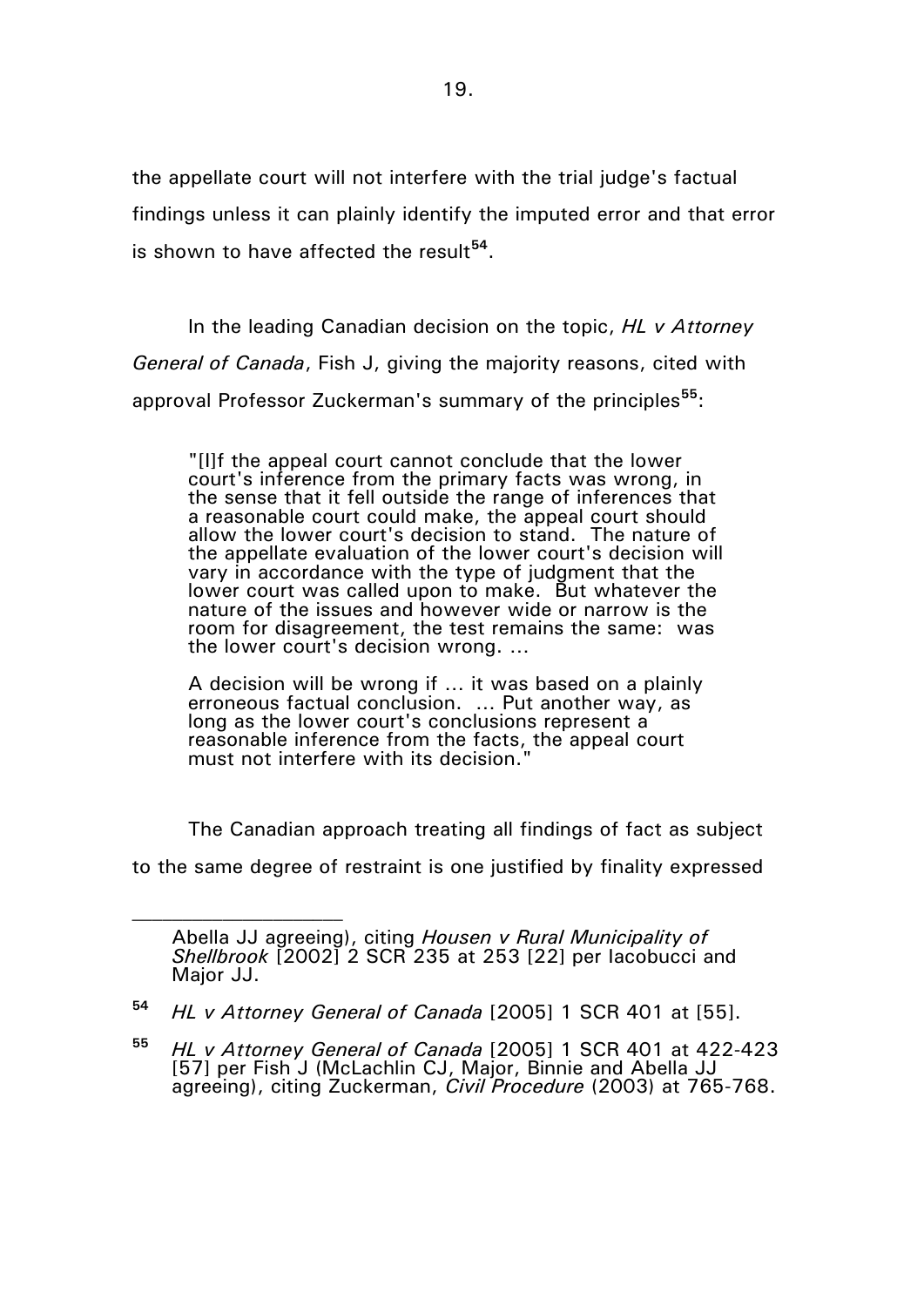the appellate court will not interfere with the trial judge's factual findings unless it can plainly identify the imputed error and that error is shown to have affected the result[54].

In the leading Canadian decision on the topic, *HL v Attorney General of Canada*, Fish J, giving the majority reasons, cited with approval Professor Zuckerman's summary of the principles[55]:

> "[I]f the appeal court cannot conclude that the lower court's inference from the primary facts was wrong, in the sense that it fell outside the range of inferences that a reasonable court could make, the appeal court should allow the lower court's decision to stand. The nature of the appellate evaluation of the lower court's decision will vary in accordance with the type of judgment that the lower court was called upon to make. But whatever the nature of the issues and however wide or narrow is the room for disagreement, the test remains the same: was the lower court's decision wrong. ...
>
> A decision will be wrong if ... it was based on a plainly erroneous factual conclusion. ... Put another way, as long as the lower court's conclusions represent a reasonable inference from the facts, the appeal court must not interfere with its decision."

The Canadian approach treating all findings of fact as subject to the same degree of restraint is one justified by finality expressed

---

Abella JJ agreeing), citing *Housen v Rural Municipality of Shellbrook* [2002] 2 SCR 235 at 253 [22] per Iacobucci and Major JJ.

[54] *HL v Attorney General of Canada* [2005] 1 SCR 401 at [55].

[55] *HL v Attorney General of Canada* [2005] 1 SCR 401 at 422-423 [57] per Fish J (McLachlin CJ, Major, Binnie and Abella JJ agreeing), citing Zuckerman, *Civil Procedure* (2003) at 765-768.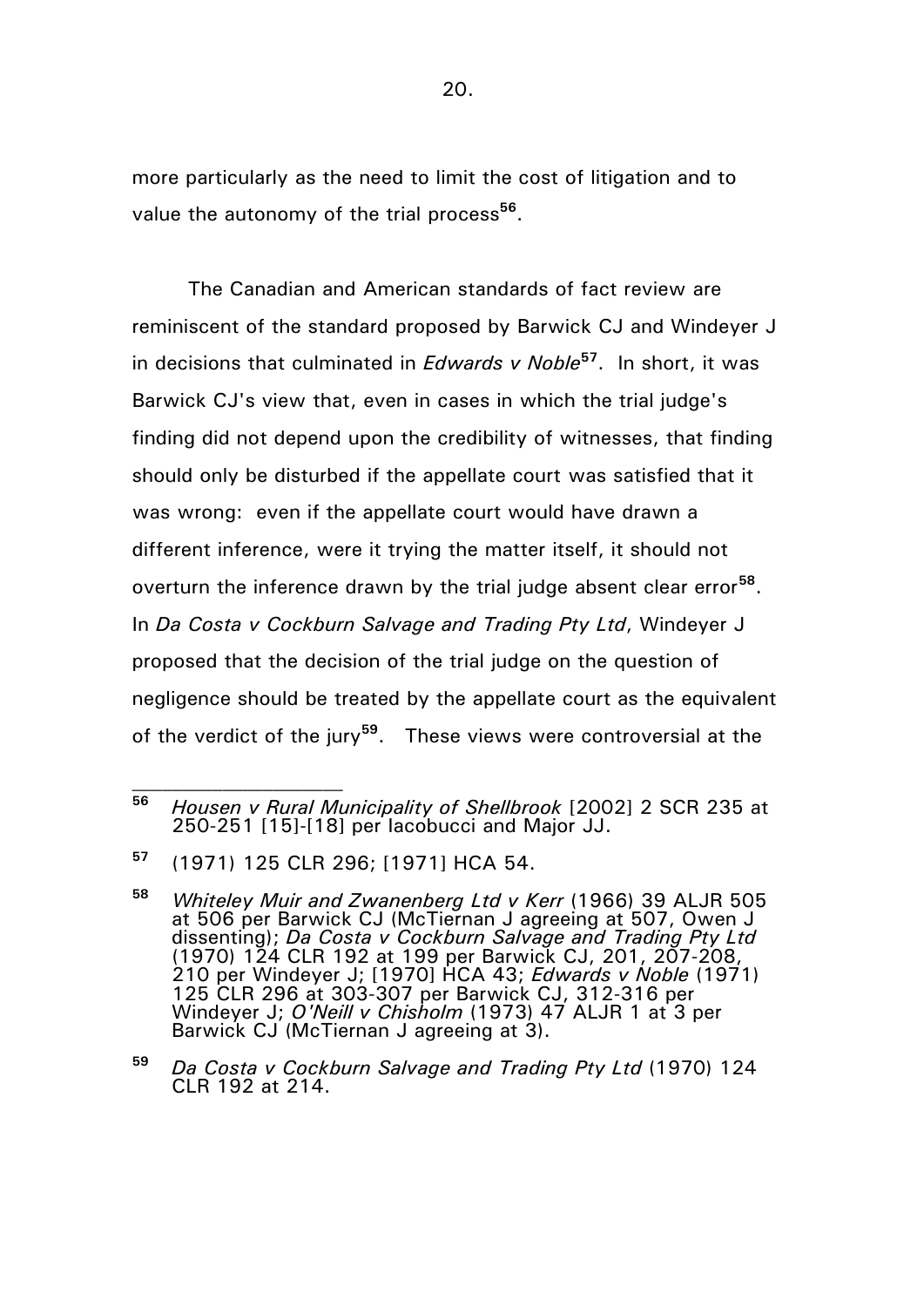more particularly as the need to limit the cost of litigation and to value the autonomy of the trial process[56].

The Canadian and American standards of fact review are reminiscent of the standard proposed by Barwick CJ and Windeyer J in decisions that culminated in *Edwards v Noble*[57]. In short, it was Barwick CJ's view that, even in cases in which the trial judge's finding did not depend upon the credibility of witnesses, that finding should only be disturbed if the appellate court was satisfied that it was wrong: even if the appellate court would have drawn a different inference, were it trying the matter itself, it should not overturn the inference drawn by the trial judge absent clear error[58]. In *Da Costa v Cockburn Salvage and Trading Pty Ltd*, Windeyer J proposed that the decision of the trial judge on the question of negligence should be treated by the appellate court as the equivalent of the verdict of the jury[59]. These views were controversial at the

---

[56] *Housen v Rural Municipality of Shellbrook* [2002] 2 SCR 235 at 250-251 [15]-[18] per Iacobucci and Major JJ.

[57] (1971) 125 CLR 296; [1971] HCA 54.

[58] *Whiteley Muir and Zwanenberg Ltd v Kerr* (1966) 39 ALJR 505 at 506 per Barwick CJ (McTiernan J agreeing at 507, Owen J dissenting); *Da Costa v Cockburn Salvage and Trading Pty Ltd* (1970) 124 CLR 192 at 199 per Barwick CJ, 201, 207-208, 210 per Windeyer J; [1970] HCA 43; *Edwards v Noble* (1971) 125 CLR 296 at 303-307 per Barwick CJ, 312-316 per Windeyer J; *O'Neill v Chisholm* (1973) 47 ALJR 1 at 3 per Barwick CJ (McTiernan J agreeing at 3).

[59] *Da Costa v Cockburn Salvage and Trading Pty Ltd* (1970) 124 CLR 192 at 214.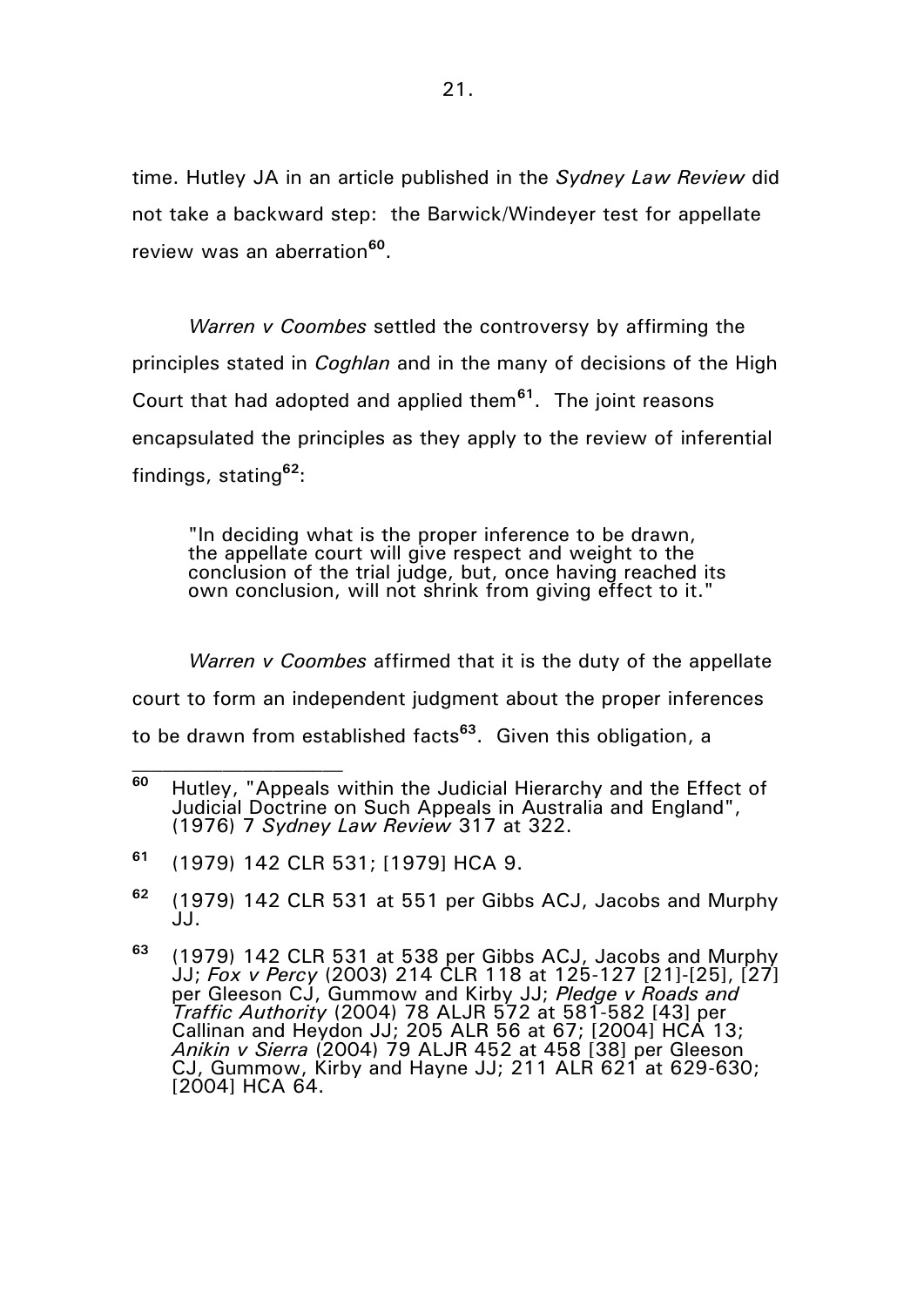time. Hutley JA in an article published in the *Sydney Law Review* did not take a backward step: the Barwick/Windeyer test for appellate review was an aberration[60].

*Warren v Coombes* settled the controversy by affirming the principles stated in *Coghlan* and in the many of decisions of the High Court that had adopted and applied them[61]. The joint reasons encapsulated the principles as they apply to the review of inferential findings, stating[62]:

> "In deciding what is the proper inference to be drawn, the appellate court will give respect and weight to the conclusion of the trial judge, but, once having reached its own conclusion, will not shrink from giving effect to it."

*Warren v Coombes* affirmed that it is the duty of the appellate court to form an independent judgment about the proper inferences to be drawn from established facts[63]. Given this obligation, a

---

[60] Hutley, "Appeals within the Judicial Hierarchy and the Effect of Judicial Doctrine on Such Appeals in Australia and England", (1976) 7 *Sydney Law Review* 317 at 322.

[61] (1979) 142 CLR 531; [1979] HCA 9.

[62] (1979) 142 CLR 531 at 551 per Gibbs ACJ, Jacobs and Murphy JJ.

[63] (1979) 142 CLR 531 at 538 per Gibbs ACJ, Jacobs and Murphy JJ; *Fox v Percy* (2003) 214 CLR 118 at 125-127 [21]-[25], [27] per Gleeson CJ, Gummow and Kirby JJ; *Pledge v Roads and Traffic Authority* (2004) 78 ALJR 572 at 581-582 [43] per Callinan and Heydon JJ; 205 ALR 56 at 67; [2004] HCA 13; *Anikin v Sierra* (2004) 79 ALJR 452 at 458 [38] per Gleeson CJ, Gummow, Kirby and Hayne JJ; 211 ALR 621 at 629-630; [2004] HCA 64.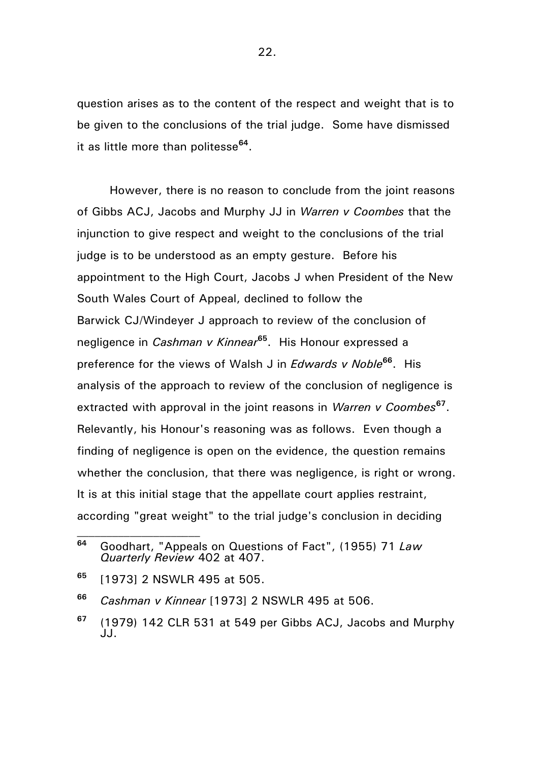question arises as to the content of the respect and weight that is to be given to the conclusions of the trial judge. Some have dismissed it as little more than politesse[64].

However, there is no reason to conclude from the joint reasons of Gibbs ACJ, Jacobs and Murphy JJ in *Warren v Coombes* that the injunction to give respect and weight to the conclusions of the trial judge is to be understood as an empty gesture. Before his appointment to the High Court, Jacobs J when President of the New South Wales Court of Appeal, declined to follow the Barwick CJ/Windeyer J approach to review of the conclusion of negligence in *Cashman v Kinnear*[65]. His Honour expressed a preference for the views of Walsh J in *Edwards v Noble*[66]. His analysis of the approach to review of the conclusion of negligence is extracted with approval in the joint reasons in *Warren v Coombes*[67]. Relevantly, his Honour's reasoning was as follows. Even though a finding of negligence is open on the evidence, the question remains whether the conclusion, that there was negligence, is right or wrong. It is at this initial stage that the appellate court applies restraint, according "great weight" to the trial judge's conclusion in deciding

---

[64] Goodhart, "Appeals on Questions of Fact", (1955) 71 *Law Quarterly Review* 402 at 407.

[65] [1973] 2 NSWLR 495 at 505.

[66] *Cashman v Kinnear* [1973] 2 NSWLR 495 at 506.

[67] (1979) 142 CLR 531 at 549 per Gibbs ACJ, Jacobs and Murphy JJ.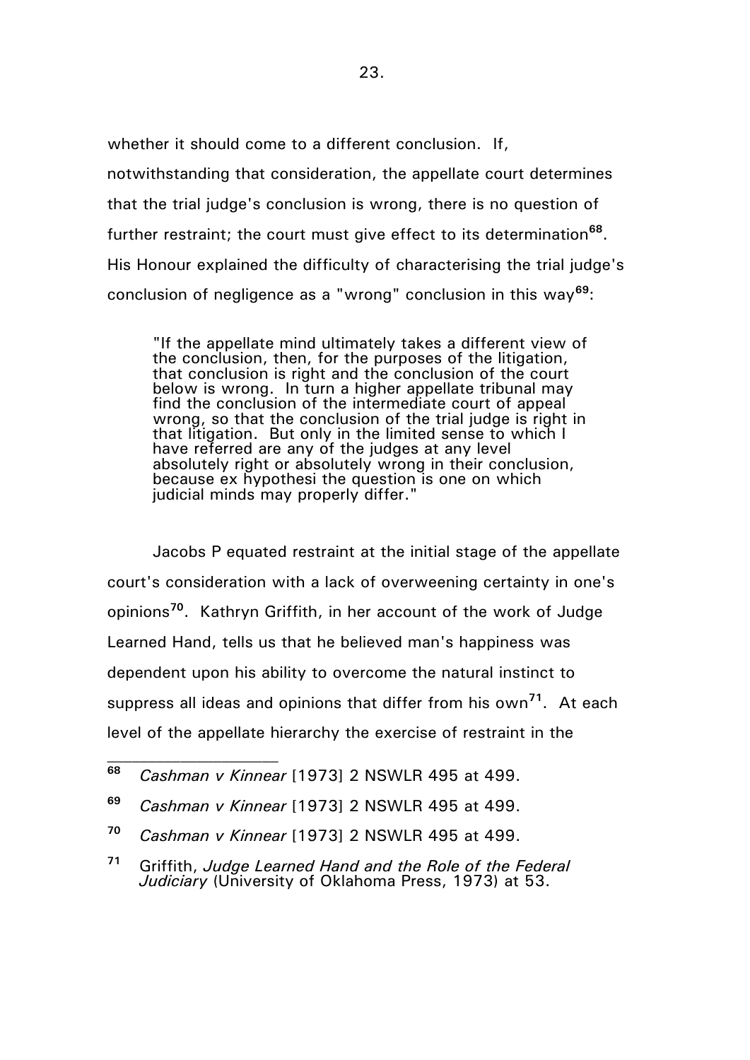whether it should come to a different conclusion. If, notwithstanding that consideration, the appellate court determines that the trial judge's conclusion is wrong, there is no question of further restraint; the court must give effect to its determination[68]. His Honour explained the difficulty of characterising the trial judge's conclusion of negligence as a "wrong" conclusion in this way[69]:

> "If the appellate mind ultimately takes a different view of the conclusion, then, for the purposes of the litigation, that conclusion is right and the conclusion of the court below is wrong. In turn a higher appellate tribunal may find the conclusion of the intermediate court of appeal wrong, so that the conclusion of the trial judge is right in that litigation. But only in the limited sense to which I have referred are any of the judges at any level absolutely right or absolutely wrong in their conclusion, because ex hypothesi the question is one on which judicial minds may properly differ."

Jacobs P equated restraint at the initial stage of the appellate court's consideration with a lack of overweening certainty in one's opinions[70]. Kathryn Griffith, in her account of the work of Judge Learned Hand, tells us that he believed man's happiness was dependent upon his ability to overcome the natural instinct to suppress all ideas and opinions that differ from his own[71]. At each level of the appellate hierarchy the exercise of restraint in the

---

[68] *Cashman v Kinnear* [1973] 2 NSWLR 495 at 499.

[69] *Cashman v Kinnear* [1973] 2 NSWLR 495 at 499.

[70] *Cashman v Kinnear* [1973] 2 NSWLR 495 at 499.

[71] Griffith, *Judge Learned Hand and the Role of the Federal Judiciary* (University of Oklahoma Press, 1973) at 53.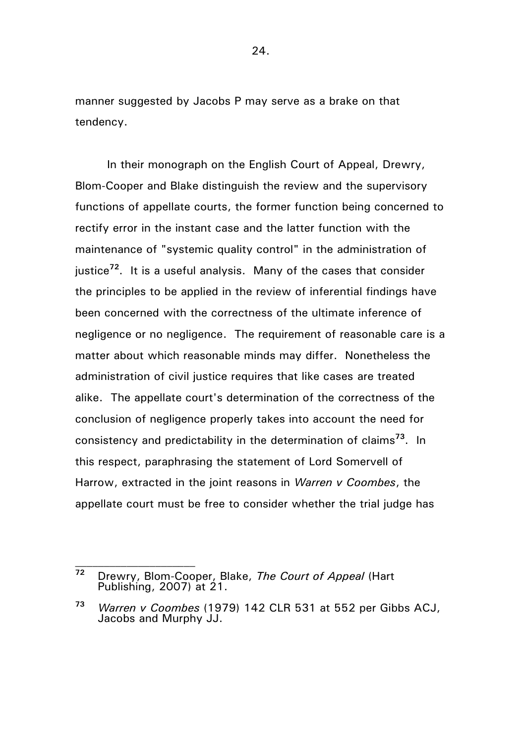manner suggested by Jacobs P may serve as a brake on that tendency.

In their monograph on the English Court of Appeal, Drewry, Blom-Cooper and Blake distinguish the review and the supervisory functions of appellate courts, the former function being concerned to rectify error in the instant case and the latter function with the maintenance of "systemic quality control" in the administration of justice[72]. It is a useful analysis. Many of the cases that consider the principles to be applied in the review of inferential findings have been concerned with the correctness of the ultimate inference of negligence or no negligence. The requirement of reasonable care is a matter about which reasonable minds may differ. Nonetheless the administration of civil justice requires that like cases are treated alike. The appellate court's determination of the correctness of the conclusion of negligence properly takes into account the need for consistency and predictability in the determination of claims[73]. In this respect, paraphrasing the statement of Lord Somervell of Harrow, extracted in the joint reasons in *Warren v Coombes*, the appellate court must be free to consider whether the trial judge has

---

[72] Drewry, Blom-Cooper, Blake, *The Court of Appeal* (Hart Publishing, 2007) at 21.

[73] *Warren v Coombes* (1979) 142 CLR 531 at 552 per Gibbs ACJ, Jacobs and Murphy JJ.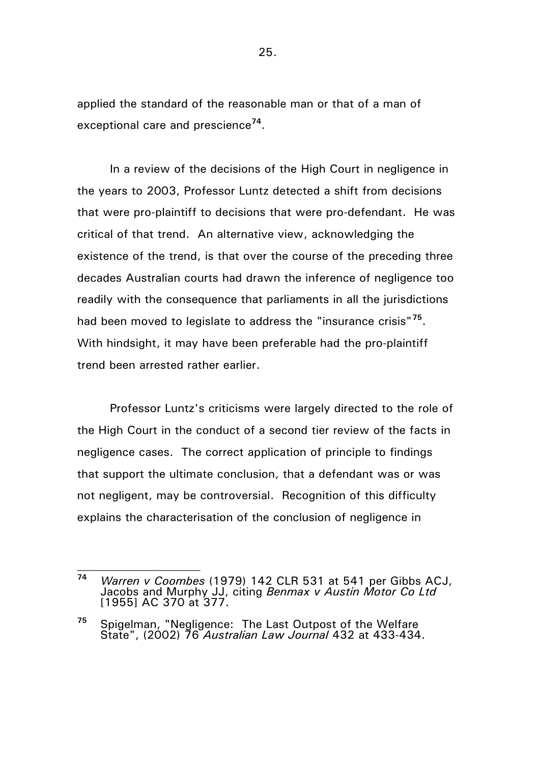applied the standard of the reasonable man or that of a man of exceptional care and prescience[74].

In a review of the decisions of the High Court in negligence in the years to 2003, Professor Luntz detected a shift from decisions that were pro-plaintiff to decisions that were pro-defendant. He was critical of that trend. An alternative view, acknowledging the existence of the trend, is that over the course of the preceding three decades Australian courts had drawn the inference of negligence too readily with the consequence that parliaments in all the jurisdictions had been moved to legislate to address the "insurance crisis"[75]. With hindsight, it may have been preferable had the pro-plaintiff trend been arrested rather earlier.

Professor Luntz's criticisms were largely directed to the role of the High Court in the conduct of a second tier review of the facts in negligence cases. The correct application of principle to findings that support the ultimate conclusion, that a defendant was or was not negligent, may be controversial. Recognition of this difficulty explains the characterisation of the conclusion of negligence in

---

[74] *Warren v Coombes* (1979) 142 CLR 531 at 541 per Gibbs ACJ, Jacobs and Murphy JJ, citing *Benmax v Austin Motor Co Ltd* [1955] AC 370 at 377.

[75] Spigelman, "Negligence: The Last Outpost of the Welfare State", (2002) 76 *Australian Law Journal* 432 at 433-434.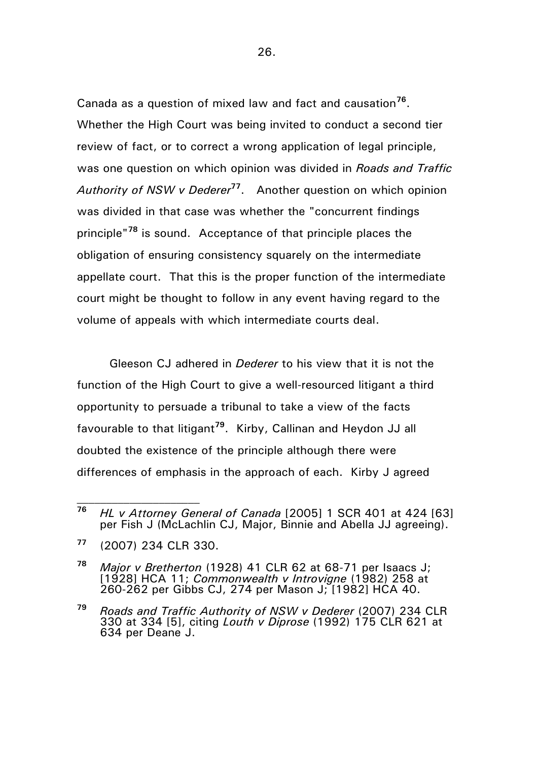Canada as a question of mixed law and fact and causation[76]. Whether the High Court was being invited to conduct a second tier review of fact, or to correct a wrong application of legal principle, was one question on which opinion was divided in *Roads and Traffic Authority of NSW v Dederer*[77]. Another question on which opinion was divided in that case was whether the "concurrent findings principle"[78] is sound. Acceptance of that principle places the obligation of ensuring consistency squarely on the intermediate appellate court. That this is the proper function of the intermediate court might be thought to follow in any event having regard to the volume of appeals with which intermediate courts deal.

Gleeson CJ adhered in *Dederer* to his view that it is not the function of the High Court to give a well-resourced litigant a third opportunity to persuade a tribunal to take a view of the facts favourable to that litigant[79]. Kirby, Callinan and Heydon JJ all doubted the existence of the principle although there were differences of emphasis in the approach of each. Kirby J agreed

---

[76] *HL v Attorney General of Canada* [2005] 1 SCR 401 at 424 [63] per Fish J (McLachlin CJ, Major, Binnie and Abella JJ agreeing).

[77] (2007) 234 CLR 330.

[78] *Major v Bretherton* (1928) 41 CLR 62 at 68-71 per Isaacs J; [1928] HCA 11; *Commonwealth v Introvigne* (1982) 258 at 260-262 per Gibbs CJ, 274 per Mason J; [1982] HCA 40.

[79] *Roads and Traffic Authority of NSW v Dederer* (2007) 234 CLR 330 at 334 [5], citing *Louth v Diprose* (1992) 175 CLR 621 at 634 per Deane J.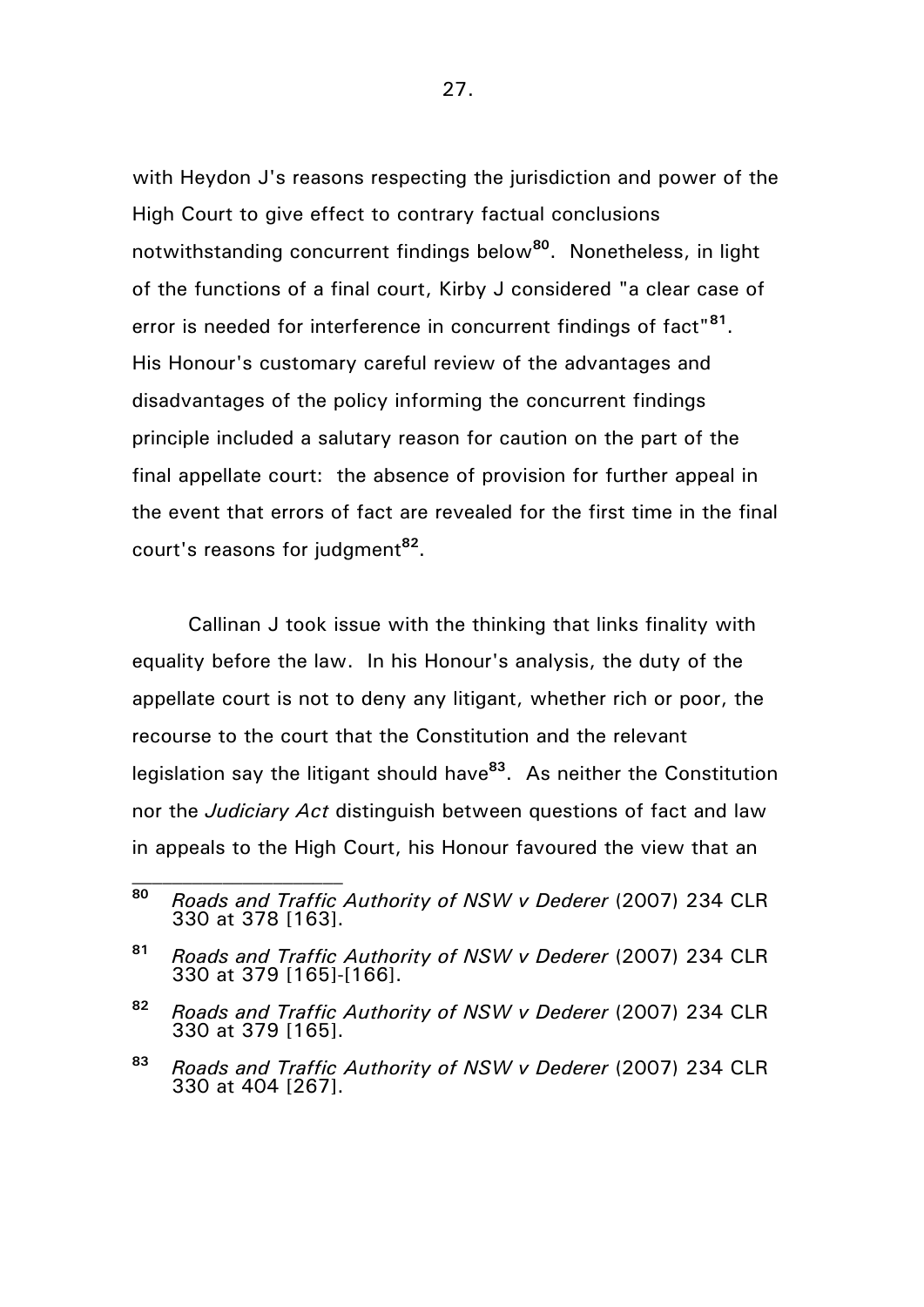with Heydon J's reasons respecting the jurisdiction and power of the High Court to give effect to contrary factual conclusions notwithstanding concurrent findings below[80]. Nonetheless, in light of the functions of a final court, Kirby J considered "a clear case of error is needed for interference in concurrent findings of fact"[81]. His Honour's customary careful review of the advantages and disadvantages of the policy informing the concurrent findings principle included a salutary reason for caution on the part of the final appellate court: the absence of provision for further appeal in the event that errors of fact are revealed for the first time in the final court's reasons for judgment[82].

Callinan J took issue with the thinking that links finality with equality before the law. In his Honour's analysis, the duty of the appellate court is not to deny any litigant, whether rich or poor, the recourse to the court that the Constitution and the relevant legislation say the litigant should have[83]. As neither the Constitution nor the *Judiciary Act* distinguish between questions of fact and law in appeals to the High Court, his Honour favoured the view that an

---

[80] *Roads and Traffic Authority of NSW v Dederer* (2007) 234 CLR 330 at 378 [163].

[81] *Roads and Traffic Authority of NSW v Dederer* (2007) 234 CLR 330 at 379 [165]-[166].

[82] *Roads and Traffic Authority of NSW v Dederer* (2007) 234 CLR 330 at 379 [165].

[83] *Roads and Traffic Authority of NSW v Dederer* (2007) 234 CLR 330 at 404 [267].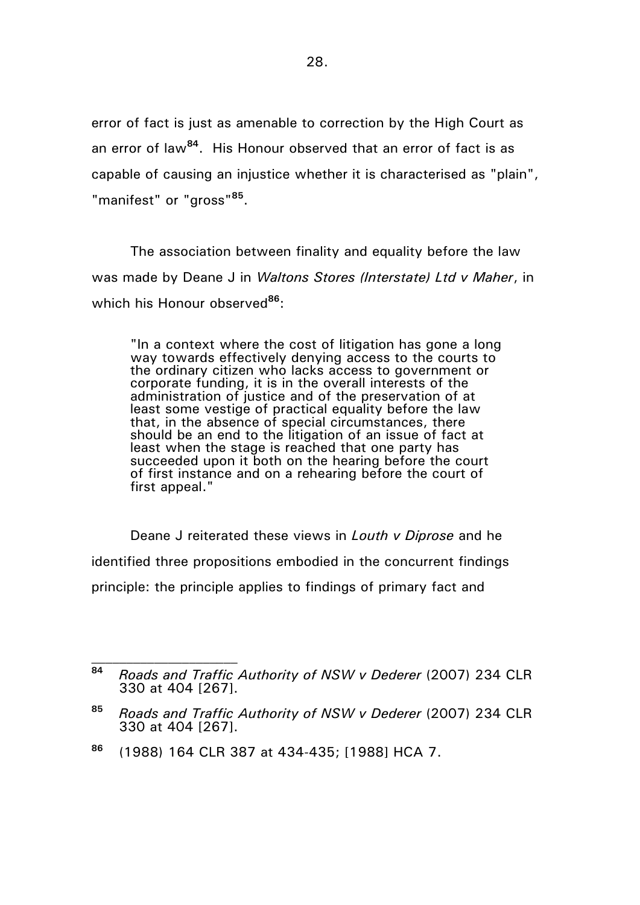error of fact is just as amenable to correction by the High Court as an error of law[84]. His Honour observed that an error of fact is as capable of causing an injustice whether it is characterised as "plain", "manifest" or "gross"[85].

The association between finality and equality before the law was made by Deane J in *Waltons Stores (Interstate) Ltd v Maher*, in which his Honour observed[86]:

> "In a context where the cost of litigation has gone a long way towards effectively denying access to the courts to the ordinary citizen who lacks access to government or corporate funding, it is in the overall interests of the administration of justice and of the preservation of at least some vestige of practical equality before the law that, in the absence of special circumstances, there should be an end to the litigation of an issue of fact at least when the stage is reached that one party has succeeded upon it both on the hearing before the court of first instance and on a rehearing before the court of first appeal."

Deane J reiterated these views in *Louth v Diprose* and he identified three propositions embodied in the concurrent findings principle: the principle applies to findings of primary fact and

---

[84] *Roads and Traffic Authority of NSW v Dederer* (2007) 234 CLR 330 at 404 [267].

[85] *Roads and Traffic Authority of NSW v Dederer* (2007) 234 CLR 330 at 404 [267].

[86] (1988) 164 CLR 387 at 434-435; [1988] HCA 7.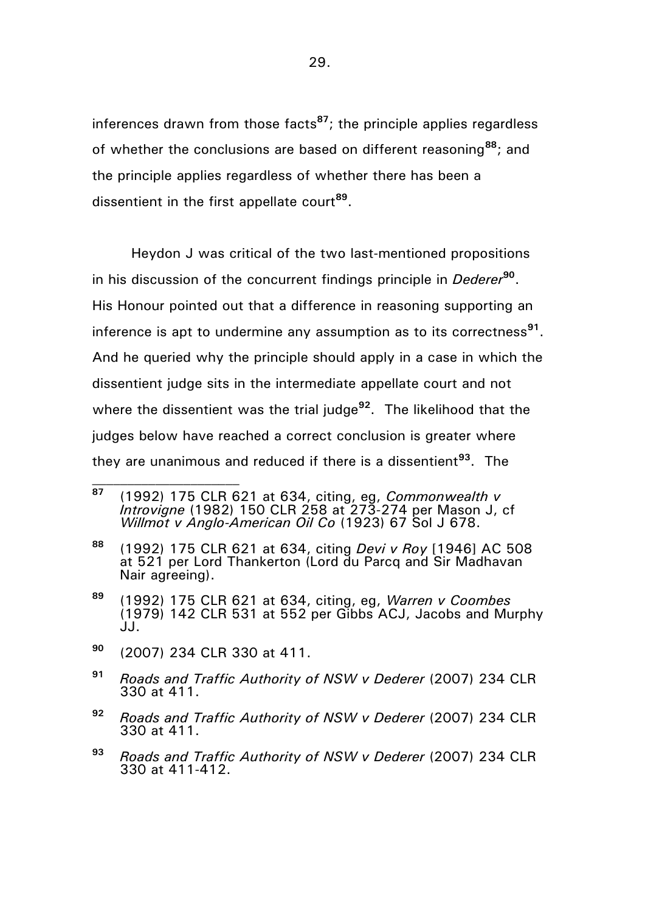inferences drawn from those facts[87]; the principle applies regardless of whether the conclusions are based on different reasoning[88]; and the principle applies regardless of whether there has been a dissentient in the first appellate court[89].

Heydon J was critical of the two last-mentioned propositions in his discussion of the concurrent findings principle in *Dederer*[90]. His Honour pointed out that a difference in reasoning supporting an inference is apt to undermine any assumption as to its correctness[91]. And he queried why the principle should apply in a case in which the dissentient judge sits in the intermediate appellate court and not where the dissentient was the trial judge[92]. The likelihood that the judges below have reached a correct conclusion is greater where they are unanimous and reduced if there is a dissentient[93]. The

---

[87] (1992) 175 CLR 621 at 634, citing, eg, *Commonwealth v Introvigne* (1982) 150 CLR 258 at 273-274 per Mason J, cf *Willmot v Anglo-American Oil Co* (1923) 67 Sol J 678.

[88] (1992) 175 CLR 621 at 634, citing *Devi v Roy* [1946] AC 508 at 521 per Lord Thankerton (Lord du Parcq and Sir Madhavan Nair agreeing).

[89] (1992) 175 CLR 621 at 634, citing, eg, *Warren v Coombes* (1979) 142 CLR 531 at 552 per Gibbs ACJ, Jacobs and Murphy JJ.

[90] (2007) 234 CLR 330 at 411.

[91] *Roads and Traffic Authority of NSW v Dederer* (2007) 234 CLR 330 at 411.

[92] *Roads and Traffic Authority of NSW v Dederer* (2007) 234 CLR 330 at 411.

[93] *Roads and Traffic Authority of NSW v Dederer* (2007) 234 CLR 330 at 411-412.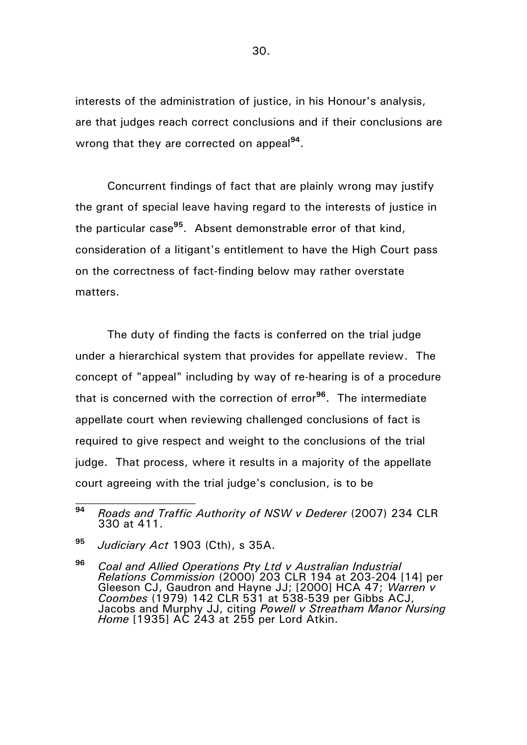interests of the administration of justice, in his Honour's analysis, are that judges reach correct conclusions and if their conclusions are wrong that they are corrected on appeal[94].

Concurrent findings of fact that are plainly wrong may justify the grant of special leave having regard to the interests of justice in the particular case[95]. Absent demonstrable error of that kind, consideration of a litigant's entitlement to have the High Court pass on the correctness of fact-finding below may rather overstate matters.

The duty of finding the facts is conferred on the trial judge under a hierarchical system that provides for appellate review. The concept of "appeal" including by way of re-hearing is of a procedure that is concerned with the correction of error[96]. The intermediate appellate court when reviewing challenged conclusions of fact is required to give respect and weight to the conclusions of the trial judge. That process, where it results in a majority of the appellate court agreeing with the trial judge's conclusion, is to be

---

[94] *Roads and Traffic Authority of NSW v Dederer* (2007) 234 CLR 330 at 411.

[95] *Judiciary Act* 1903 (Cth), s 35A.

[96] *Coal and Allied Operations Pty Ltd v Australian Industrial Relations Commission* (2000) 203 CLR 194 at 203-204 [14] per Gleeson CJ, Gaudron and Hayne JJ; [2000] HCA 47; *Warren v Coombes* (1979) 142 CLR 531 at 538-539 per Gibbs ACJ, Jacobs and Murphy JJ, citing *Powell v Streatham Manor Nursing Home* [1935] AC 243 at 255 per Lord Atkin.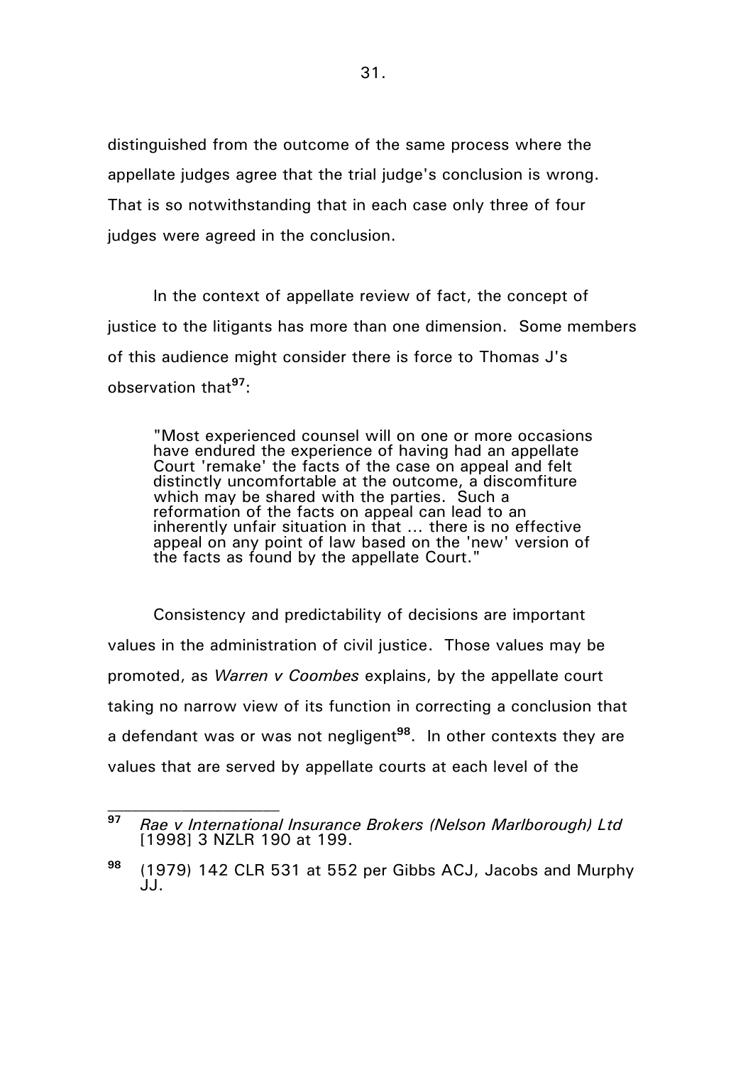distinguished from the outcome of the same process where the appellate judges agree that the trial judge's conclusion is wrong. That is so notwithstanding that in each case only three of four judges were agreed in the conclusion.

In the context of appellate review of fact, the concept of justice to the litigants has more than one dimension. Some members of this audience might consider there is force to Thomas J's observation that[97]:

> "Most experienced counsel will on one or more occasions have endured the experience of having had an appellate Court 'remake' the facts of the case on appeal and felt distinctly uncomfortable at the outcome, a discomfiture which may be shared with the parties. Such a reformation of the facts on appeal can lead to an inherently unfair situation in that ... there is no effective appeal on any point of law based on the 'new' version of the facts as found by the appellate Court."

Consistency and predictability of decisions are important values in the administration of civil justice. Those values may be promoted, as *Warren v Coombes* explains, by the appellate court taking no narrow view of its function in correcting a conclusion that a defendant was or was not negligent[98]. In other contexts they are values that are served by appellate courts at each level of the

---

[97] *Rae v International Insurance Brokers (Nelson Marlborough) Ltd* [1998] 3 NZLR 190 at 199.

[98] (1979) 142 CLR 531 at 552 per Gibbs ACJ, Jacobs and Murphy JJ.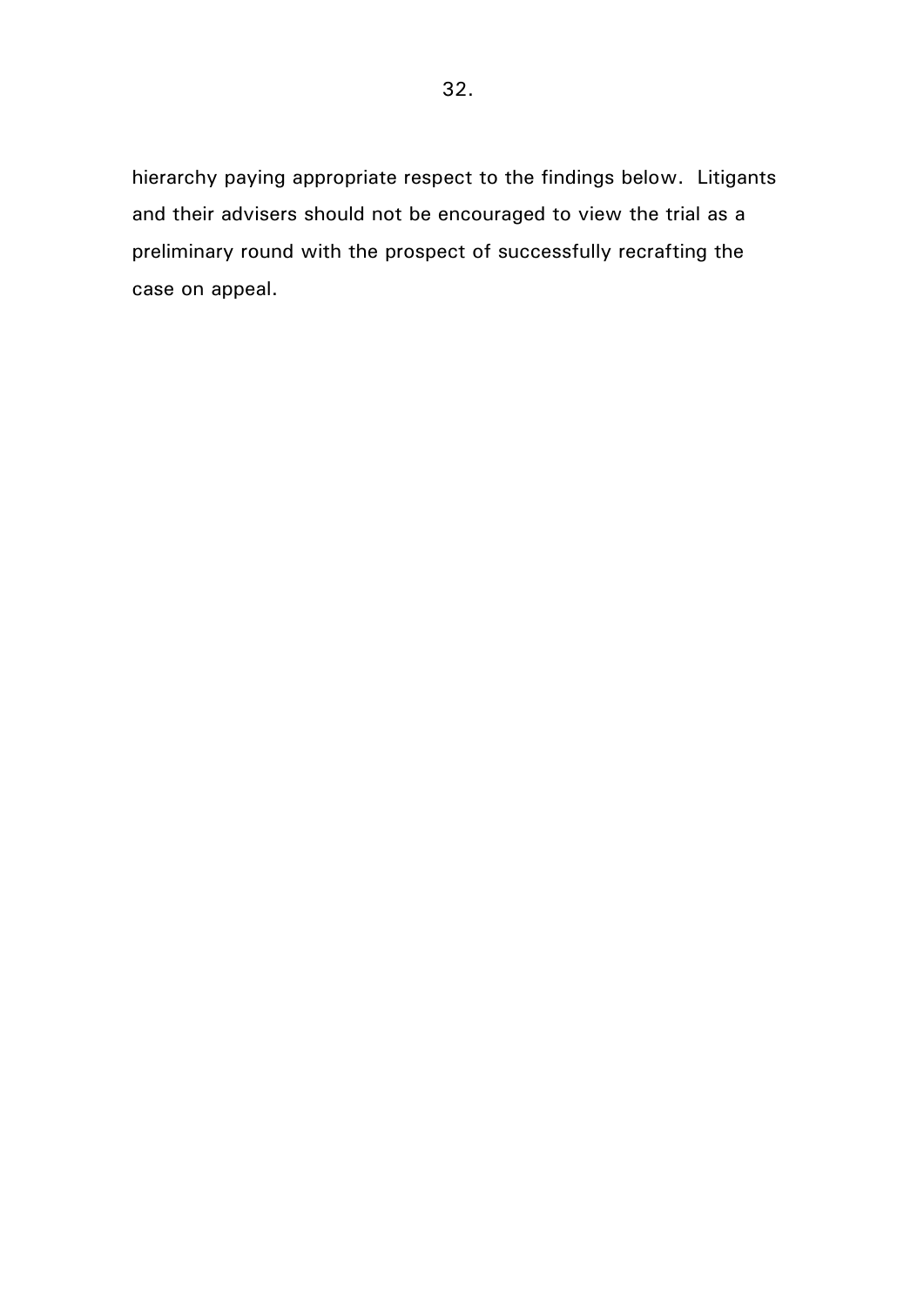hierarchy paying appropriate respect to the findings below. Litigants and their advisers should not be encouraged to view the trial as a preliminary round with the prospect of successfully recrafting the case on appeal.